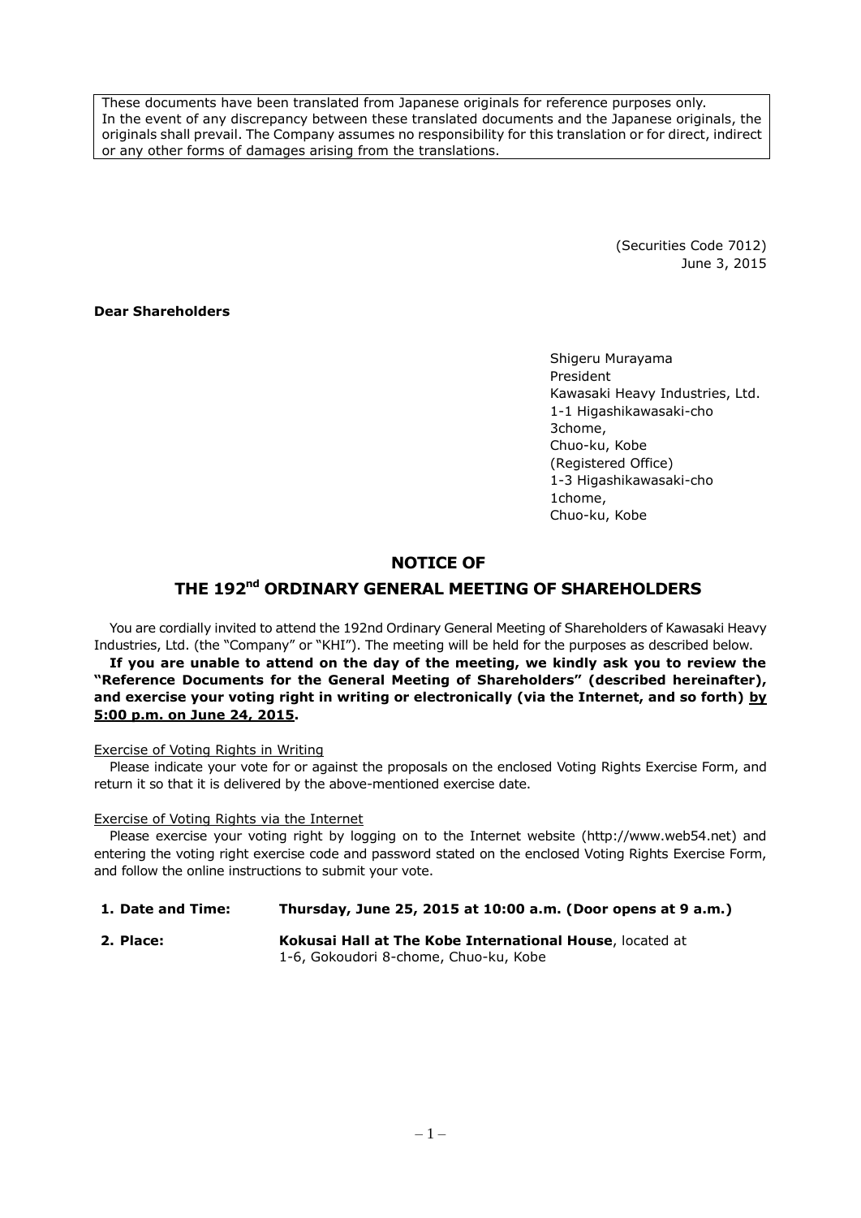These documents have been translated from Japanese originals for reference purposes only. In the event of any discrepancy between these translated documents and the Japanese originals, the originals shall prevail. The Company assumes no responsibility for this translation or for direct, indirect or any other forms of damages arising from the translations.

(Securities Code 7012)
June 3, 2015

**Dear Shareholders**

Shigeru Murayama
President
Kawasaki Heavy Industries, Ltd.
1-1 Higashikawasaki-cho 3chome,
Chuo-ku, Kobe
(Registered Office)
1-3 Higashikawasaki-cho 1chome,
Chuo-ku, Kobe

# NOTICE OF THE 192nd ORDINARY GENERAL MEETING OF SHAREHOLDERS

You are cordially invited to attend the 192nd Ordinary General Meeting of Shareholders of Kawasaki Heavy Industries, Ltd. (the "Company" or "KHI"). The meeting will be held for the purposes as described below.

**If you are unable to attend on the day of the meeting, we kindly ask you to review the "Reference Documents for the General Meeting of Shareholders" (described hereinafter), and exercise your voting right in writing or electronically (via the Internet, and so forth) <u>by 5:00 p.m. on June 24, 2015</u>.**

<u>Exercise of Voting Rights in Writing</u>

Please indicate your vote for or against the proposals on the enclosed Voting Rights Exercise Form, and return it so that it is delivered by the above-mentioned exercise date.

<u>Exercise of Voting Rights via the Internet</u>

Please exercise your voting right by logging on to the Internet website (http://www.web54.net) and entering the voting right exercise code and password stated on the enclosed Voting Rights Exercise Form, and follow the online instructions to submit your vote.

**1. Date and Time:** **Thursday, June 25, 2015 at 10:00 a.m. (Door opens at 9 a.m.)**

**2. Place:** **Kokusai Hall at The Kobe International House**, located at 1-6, Gokoudori 8-chome, Chuo-ku, Kobe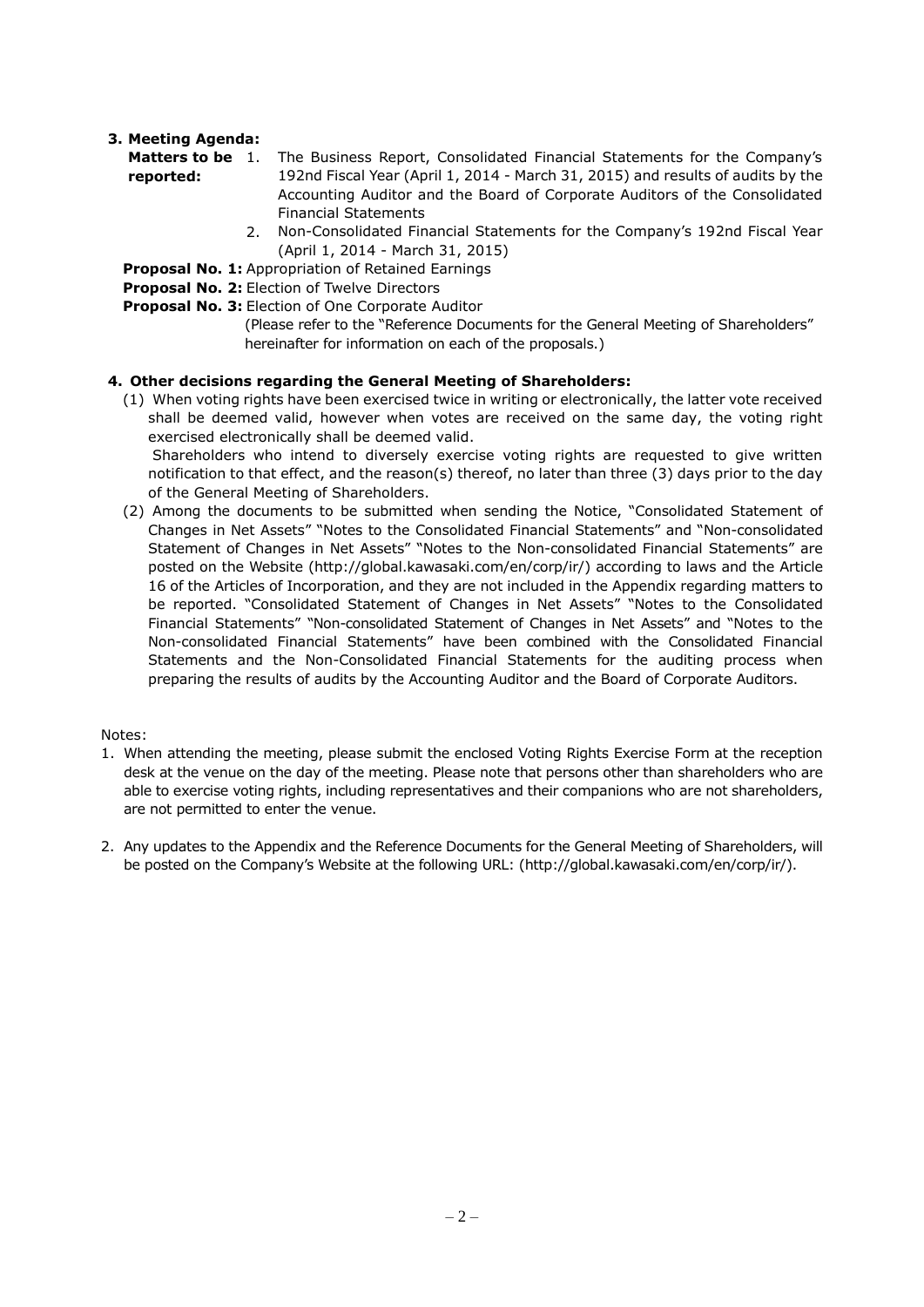**3. Meeting Agenda:**

**Matters to be reported:**

1. The Business Report, Consolidated Financial Statements for the Company's 192nd Fiscal Year (April 1, 2014 - March 31, 2015) and results of audits by the Accounting Auditor and the Board of Corporate Auditors of the Consolidated Financial Statements
2. Non-Consolidated Financial Statements for the Company's 192nd Fiscal Year (April 1, 2014 - March 31, 2015)

**Proposal No. 1:** Appropriation of Retained Earnings

**Proposal No. 2:** Election of Twelve Directors

**Proposal No. 3:** Election of One Corporate Auditor

(Please refer to the "Reference Documents for the General Meeting of Shareholders" hereinafter for information on each of the proposals.)

**4. Other decisions regarding the General Meeting of Shareholders:**

(1) When voting rights have been exercised twice in writing or electronically, the latter vote received shall be deemed valid, however when votes are received on the same day, the voting right exercised electronically shall be deemed valid.
Shareholders who intend to diversely exercise voting rights are requested to give written notification to that effect, and the reason(s) thereof, no later than three (3) days prior to the day of the General Meeting of Shareholders.

(2) Among the documents to be submitted when sending the Notice, "Consolidated Statement of Changes in Net Assets" "Notes to the Consolidated Financial Statements" and "Non-consolidated Statement of Changes in Net Assets" "Notes to the Non-consolidated Financial Statements" are posted on the Website (http://global.kawasaki.com/en/corp/ir/) according to laws and the Article 16 of the Articles of Incorporation, and they are not included in the Appendix regarding matters to be reported. "Consolidated Statement of Changes in Net Assets" "Notes to the Consolidated Financial Statements" "Non-consolidated Statement of Changes in Net Assets" and "Notes to the Non-consolidated Financial Statements" have been combined with the Consolidated Financial Statements and the Non-Consolidated Financial Statements for the auditing process when preparing the results of audits by the Accounting Auditor and the Board of Corporate Auditors.

Notes:

1. When attending the meeting, please submit the enclosed Voting Rights Exercise Form at the reception desk at the venue on the day of the meeting. Please note that persons other than shareholders who are able to exercise voting rights, including representatives and their companions who are not shareholders, are not permitted to enter the venue.
2. Any updates to the Appendix and the Reference Documents for the General Meeting of Shareholders, will be posted on the Company's Website at the following URL: (http://global.kawasaki.com/en/corp/ir/).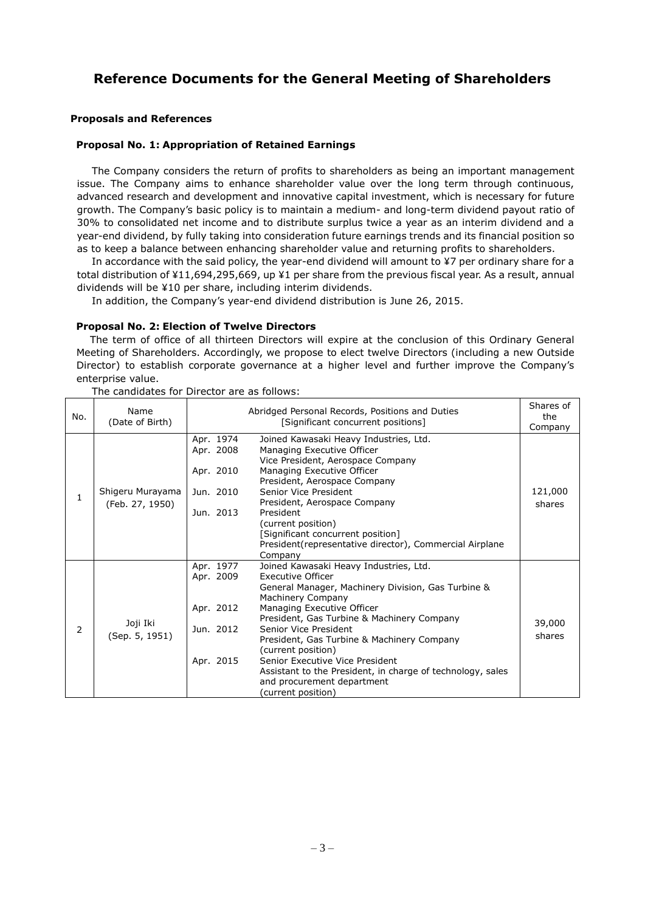# Reference Documents for the General Meeting of Shareholders

### Proposals and References

#### Proposal No. 1: Appropriation of Retained Earnings

The Company considers the return of profits to shareholders as being an important management issue. The Company aims to enhance shareholder value over the long term through continuous, advanced research and development and innovative capital investment, which is necessary for future growth. The Company's basic policy is to maintain a medium- and long-term dividend payout ratio of 30% to consolidated net income and to distribute surplus twice a year as an interim dividend and a year-end dividend, by fully taking into consideration future earnings trends and its financial position so as to keep a balance between enhancing shareholder value and returning profits to shareholders.

In accordance with the said policy, the year-end dividend will amount to ¥7 per ordinary share for a total distribution of ¥11,694,295,669, up ¥1 per share from the previous fiscal year. As a result, annual dividends will be ¥10 per share, including interim dividends.

In addition, the Company's year-end dividend distribution is June 26, 2015.

#### Proposal No. 2: Election of Twelve Directors

The term of office of all thirteen Directors will expire at the conclusion of this Ordinary General Meeting of Shareholders. Accordingly, we propose to elect twelve Directors (including a new Outside Director) to establish corporate governance at a higher level and further improve the Company's enterprise value.

The candidates for Director are as follows:

| No. | Name (Date of Birth) | Abridged Personal Records, Positions and Duties [Significant concurrent positions] | Shares of the Company |
|---|---|---|---|
| 1 | Shigeru Murayama (Feb. 27, 1950) | Apr. 1974 Joined Kawasaki Heavy Industries, Ltd.<br>Apr. 2008 Managing Executive Officer<br>Vice President, Aerospace Company<br>Apr. 2010 Managing Executive Officer<br>President, Aerospace Company<br>Jun. 2010 Senior Vice President<br>President, Aerospace Company<br>Jun. 2013 President<br>(current position)<br>[Significant concurrent position]<br>President(representative director), Commercial Airplane Company | 121,000 shares |
| 2 | Joji Iki (Sep. 5, 1951) | Apr. 1977 Joined Kawasaki Heavy Industries, Ltd.<br>Apr. 2009 Executive Officer<br>General Manager, Machinery Division, Gas Turbine & Machinery Company<br>Apr. 2012 Managing Executive Officer<br>President, Gas Turbine & Machinery Company<br>Jun. 2012 Senior Vice President<br>President, Gas Turbine & Machinery Company<br>(current position)<br>Apr. 2015 Senior Executive Vice President<br>Assistant to the President, in charge of technology, sales and procurement department<br>(current position) | 39,000 shares |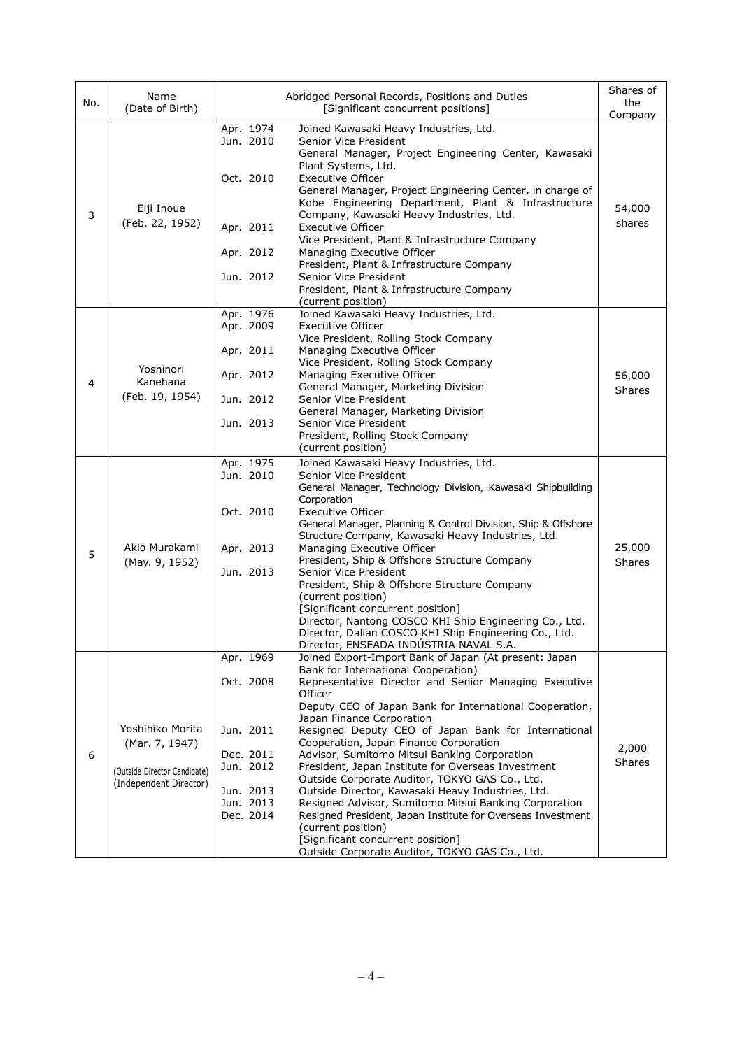| No. | Name (Date of Birth) | Abridged Personal Records, Positions and Duties [Significant concurrent positions] | Shares of the Company |
|---|---|---|---|
| 3 | Eiji Inoue (Feb. 22, 1952) | Apr. 1974 Joined Kawasaki Heavy Industries, Ltd.<br>Jun. 2010 Senior Vice President<br>General Manager, Project Engineering Center, Kawasaki Plant Systems, Ltd.<br>Oct. 2010 Executive Officer<br>General Manager, Project Engineering Center, in charge of Kobe Engineering Department, Plant & Infrastructure Company, Kawasaki Heavy Industries, Ltd.<br>Apr. 2011 Executive Officer<br>Vice President, Plant & Infrastructure Company<br>Apr. 2012 Managing Executive Officer<br>President, Plant & Infrastructure Company<br>Jun. 2012 Senior Vice President<br>President, Plant & Infrastructure Company<br>(current position) | 54,000 shares |
| 4 | Yoshinori Kanehana (Feb. 19, 1954) | Apr. 1976 Joined Kawasaki Heavy Industries, Ltd.<br>Apr. 2009 Executive Officer<br>Vice President, Rolling Stock Company<br>Apr. 2011 Managing Executive Officer<br>Vice President, Rolling Stock Company<br>Apr. 2012 Managing Executive Officer<br>General Manager, Marketing Division<br>Jun. 2012 Senior Vice President<br>General Manager, Marketing Division<br>Jun. 2013 Senior Vice President<br>President, Rolling Stock Company<br>(current position) | 56,000 Shares |
| 5 | Akio Murakami (May. 9, 1952) | Apr. 1975 Joined Kawasaki Heavy Industries, Ltd.<br>Jun. 2010 Senior Vice President<br>General Manager, Technology Division, Kawasaki Shipbuilding Corporation<br>Oct. 2010 Executive Officer<br>General Manager, Planning & Control Division, Ship & Offshore Structure Company, Kawasaki Heavy Industries, Ltd.<br>Apr. 2013 Managing Executive Officer<br>President, Ship & Offshore Structure Company<br>Jun. 2013 Senior Vice President<br>President, Ship & Offshore Structure Company<br>(current position)<br>[Significant concurrent position]<br>Director, Nantong COSCO KHI Ship Engineering Co., Ltd.<br>Director, Dalian COSCO KHI Ship Engineering Co., Ltd.<br>Director, ENSEADA INDÚSTRIA NAVAL S.A. | 25,000 Shares |
| 6 | Yoshihiko Morita (Mar. 7, 1947)<br>(Outside Director Candidate)<br>(Independent Director) | Apr. 1969 Joined Export-Import Bank of Japan (At present: Japan Bank for International Cooperation)<br>Oct. 2008 Representative Director and Senior Managing Executive Officer<br>Deputy CEO of Japan Bank for International Cooperation, Japan Finance Corporation<br>Jun. 2011 Resigned Deputy CEO of Japan Bank for International Cooperation, Japan Finance Corporation<br>Dec. 2011 Advisor, Sumitomo Mitsui Banking Corporation<br>Jun. 2012 President, Japan Institute for Overseas Investment<br>Outside Corporate Auditor, TOKYO GAS Co., Ltd.<br>Jun. 2013 Outside Director, Kawasaki Heavy Industries, Ltd.<br>Jun. 2013 Resigned Advisor, Sumitomo Mitsui Banking Corporation<br>Dec. 2014 Resigned President, Japan Institute for Overseas Investment<br>(current position)<br>[Significant concurrent position]<br>Outside Corporate Auditor, TOKYO GAS Co., Ltd. | 2,000 Shares |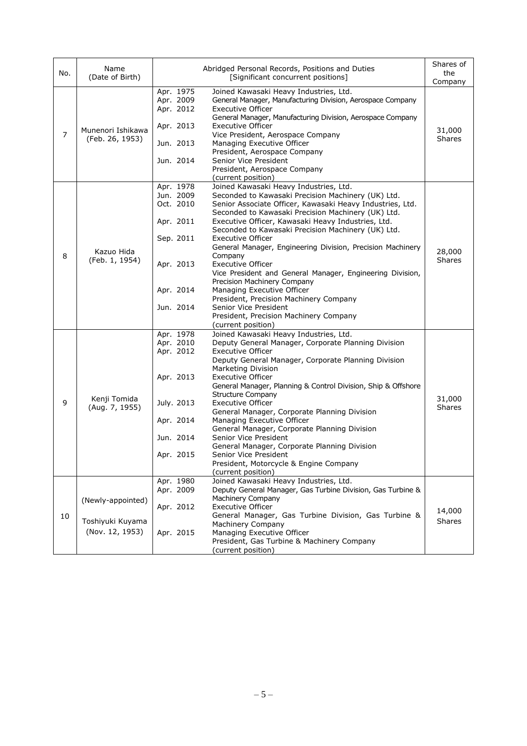| No. | Name (Date of Birth) | Abridged Personal Records, Positions and Duties [Significant concurrent positions] | Shares of the Company |
|---|---|---|---|
| 7 | Munenori Ishikawa (Feb. 26, 1953) | Apr. 1975 Joined Kawasaki Heavy Industries, Ltd.<br>Apr. 2009 General Manager, Manufacturing Division, Aerospace Company<br>Apr. 2012 Executive Officer<br>General Manager, Manufacturing Division, Aerospace Company<br>Apr. 2013 Executive Officer<br>Vice President, Aerospace Company<br>Jun. 2013 Managing Executive Officer<br>President, Aerospace Company<br>Jun. 2014 Senior Vice President<br>President, Aerospace Company<br>(current position) | 31,000 Shares |
| 8 | Kazuo Hida (Feb. 1, 1954) | Apr. 1978 Joined Kawasaki Heavy Industries, Ltd.<br>Jun. 2009 Seconded to Kawasaki Precision Machinery (UK) Ltd.<br>Oct. 2010 Senior Associate Officer, Kawasaki Heavy Industries, Ltd.<br>Seconded to Kawasaki Precision Machinery (UK) Ltd.<br>Apr. 2011 Executive Officer, Kawasaki Heavy Industries, Ltd.<br>Seconded to Kawasaki Precision Machinery (UK) Ltd.<br>Sep. 2011 Executive Officer<br>General Manager, Engineering Division, Precision Machinery Company<br>Apr. 2013 Executive Officer<br>Vice President and General Manager, Engineering Division, Precision Machinery Company<br>Apr. 2014 Managing Executive Officer<br>President, Precision Machinery Company<br>Jun. 2014 Senior Vice President<br>President, Precision Machinery Company<br>(current position) | 28,000 Shares |
| 9 | Kenji Tomida (Aug. 7, 1955) | Apr. 1978 Joined Kawasaki Heavy Industries, Ltd.<br>Apr. 2010 Deputy General Manager, Corporate Planning Division<br>Apr. 2012 Executive Officer<br>Deputy General Manager, Corporate Planning Division<br>Marketing Division<br>Apr. 2013 Executive Officer<br>General Manager, Planning & Control Division, Ship & Offshore Structure Company<br>July. 2013 Executive Officer<br>General Manager, Corporate Planning Division<br>Apr. 2014 Managing Executive Officer<br>General Manager, Corporate Planning Division<br>Jun. 2014 Senior Vice President<br>General Manager, Corporate Planning Division<br>Apr. 2015 Senior Vice President<br>President, Motorcycle & Engine Company<br>(current position) | 31,000 Shares |
| 10 | (Newly-appointed)<br><br>Toshiyuki Kuyama (Nov. 12, 1953) | Apr. 1980 Joined Kawasaki Heavy Industries, Ltd.<br>Apr. 2009 Deputy General Manager, Gas Turbine Division, Gas Turbine & Machinery Company<br>Apr. 2012 Executive Officer<br>General Manager, Gas Turbine Division, Gas Turbine & Machinery Company<br>Apr. 2015 Managing Executive Officer<br>President, Gas Turbine & Machinery Company<br>(current position) | 14,000 Shares |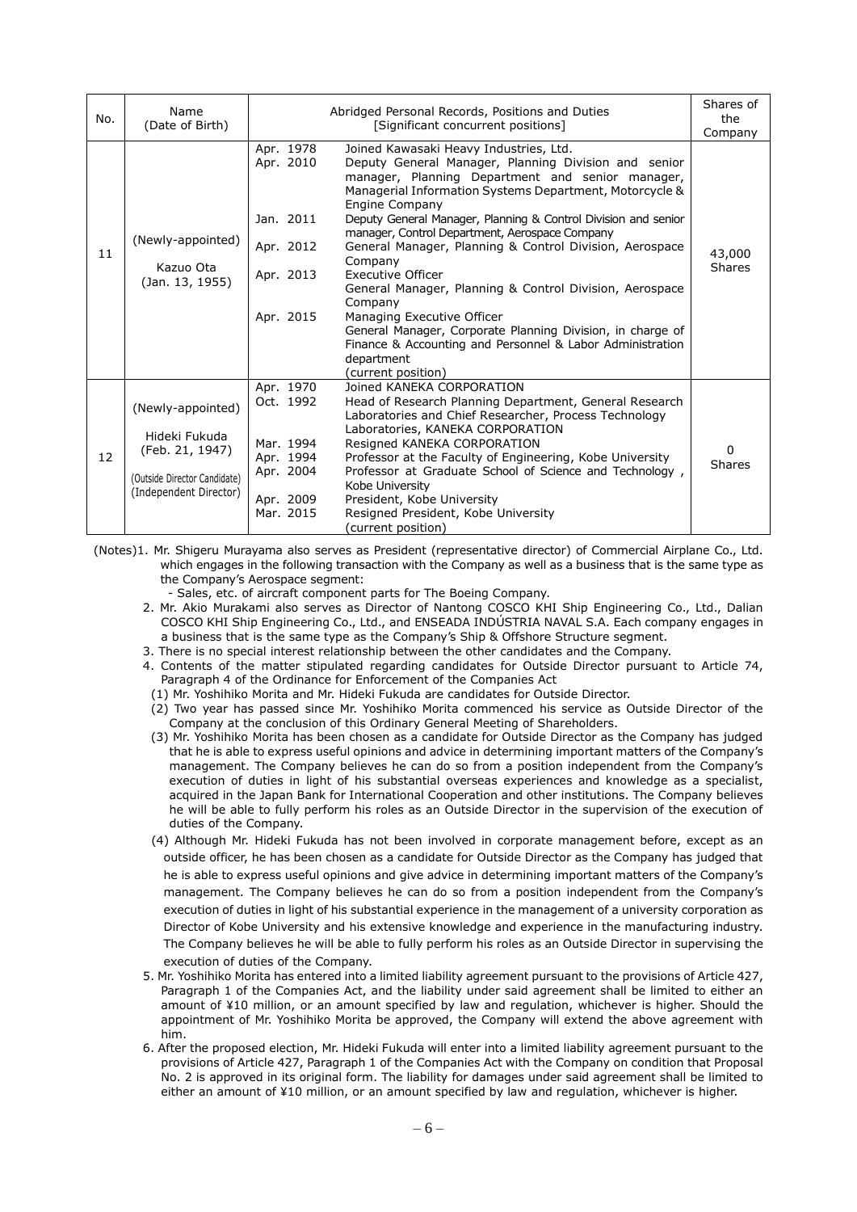| No. | Name (Date of Birth) | Abridged Personal Records, Positions and Duties [Significant concurrent positions] | | Shares of the Company |
|---|---|---|---|---|
| 11 | (Newly-appointed)<br><br>Kazuo Ota<br>(Jan. 13, 1955) | Apr. 1978<br>Apr. 2010<br><br><br><br>Jan. 2011<br><br>Apr. 2012<br><br>Apr. 2013<br><br><br>Apr. 2015 | Joined Kawasaki Heavy Industries, Ltd.<br>Deputy General Manager, Planning Division and senior manager, Planning Department and senior manager, Managerial Information Systems Department, Motorcycle & Engine Company<br>Deputy General Manager, Planning & Control Division and senior manager, Control Department, Aerospace Company<br>General Manager, Planning & Control Division, Aerospace Company<br>Executive Officer<br>General Manager, Planning & Control Division, Aerospace Company<br>Managing Executive Officer<br>General Manager, Corporate Planning Division, in charge of Finance & Accounting and Personnel & Labor Administration department<br>(current position) | 43,000 Shares |
| 12 | (Newly-appointed)<br><br>Hideki Fukuda<br>(Feb. 21, 1947)<br><br>(Outside Director Candidate)<br>(Independent Director) | Apr. 1970<br>Oct. 1992<br><br><br>Mar. 1994<br>Apr. 1994<br>Apr. 2004<br><br>Apr. 2009<br>Mar. 2015 | Joined KANEKA CORPORATION<br>Head of Research Planning Department, General Research Laboratories and Chief Researcher, Process Technology Laboratories, KANEKA CORPORATION<br>Resigned KANEKA CORPORATION<br>Professor at the Faculty of Engineering, Kobe University<br>Professor at Graduate School of Science and Technology , Kobe University<br>President, Kobe University<br>Resigned President, Kobe University<br>(current position) | 0 Shares |

(Notes)1. Mr. Shigeru Murayama also serves as President (representative director) of Commercial Airplane Co., Ltd. which engages in the following transaction with the Company as well as a business that is the same type as the Company's Aerospace segment:
   - Sales, etc. of aircraft component parts for The Boeing Company.

2. Mr. Akio Murakami also serves as Director of Nantong COSCO KHI Ship Engineering Co., Ltd., Dalian COSCO KHI Ship Engineering Co., Ltd., and ENSEADA INDÚSTRIA NAVAL S.A. Each company engages in a business that is the same type as the Company's Ship & Offshore Structure segment.
3. There is no special interest relationship between the other candidates and the Company.
4. Contents of the matter stipulated regarding candidates for Outside Director pursuant to Article 74, Paragraph 4 of the Ordinance for Enforcement of the Companies Act
   (1) Mr. Yoshihiko Morita and Mr. Hideki Fukuda are candidates for Outside Director.
   (2) Two year has passed since Mr. Yoshihiko Morita commenced his service as Outside Director of the Company at the conclusion of this Ordinary General Meeting of Shareholders.
   (3) Mr. Yoshihiko Morita has been chosen as a candidate for Outside Director as the Company has judged that he is able to express useful opinions and advice in determining important matters of the Company's management. The Company believes he can do so from a position independent from the Company's execution of duties in light of his substantial overseas experiences and knowledge as a specialist, acquired in the Japan Bank for International Cooperation and other institutions. The Company believes he will be able to fully perform his roles as an Outside Director in the supervision of the execution of duties of the Company.
   (4) Although Mr. Hideki Fukuda has not been involved in corporate management before, except as an outside officer, he has been chosen as a candidate for Outside Director as the Company has judged that he is able to express useful opinions and give advice in determining important matters of the Company's management. The Company believes he can do so from a position independent from the Company's execution of duties in light of his substantial experience in the management of a university corporation as Director of Kobe University and his extensive knowledge and experience in the manufacturing industry. The Company believes he will be able to fully perform his roles as an Outside Director in supervising the execution of duties of the Company.
5. Mr. Yoshihiko Morita has entered into a limited liability agreement pursuant to the provisions of Article 427, Paragraph 1 of the Companies Act, and the liability under said agreement shall be limited to either an amount of ¥10 million, or an amount specified by law and regulation, whichever is higher. Should the appointment of Mr. Yoshihiko Morita be approved, the Company will extend the above agreement with him.
6. After the proposed election, Mr. Hideki Fukuda will enter into a limited liability agreement pursuant to the provisions of Article 427, Paragraph 1 of the Companies Act with the Company on condition that Proposal No. 2 is approved in its original form. The liability for damages under said agreement shall be limited to either an amount of ¥10 million, or an amount specified by law and regulation, whichever is higher.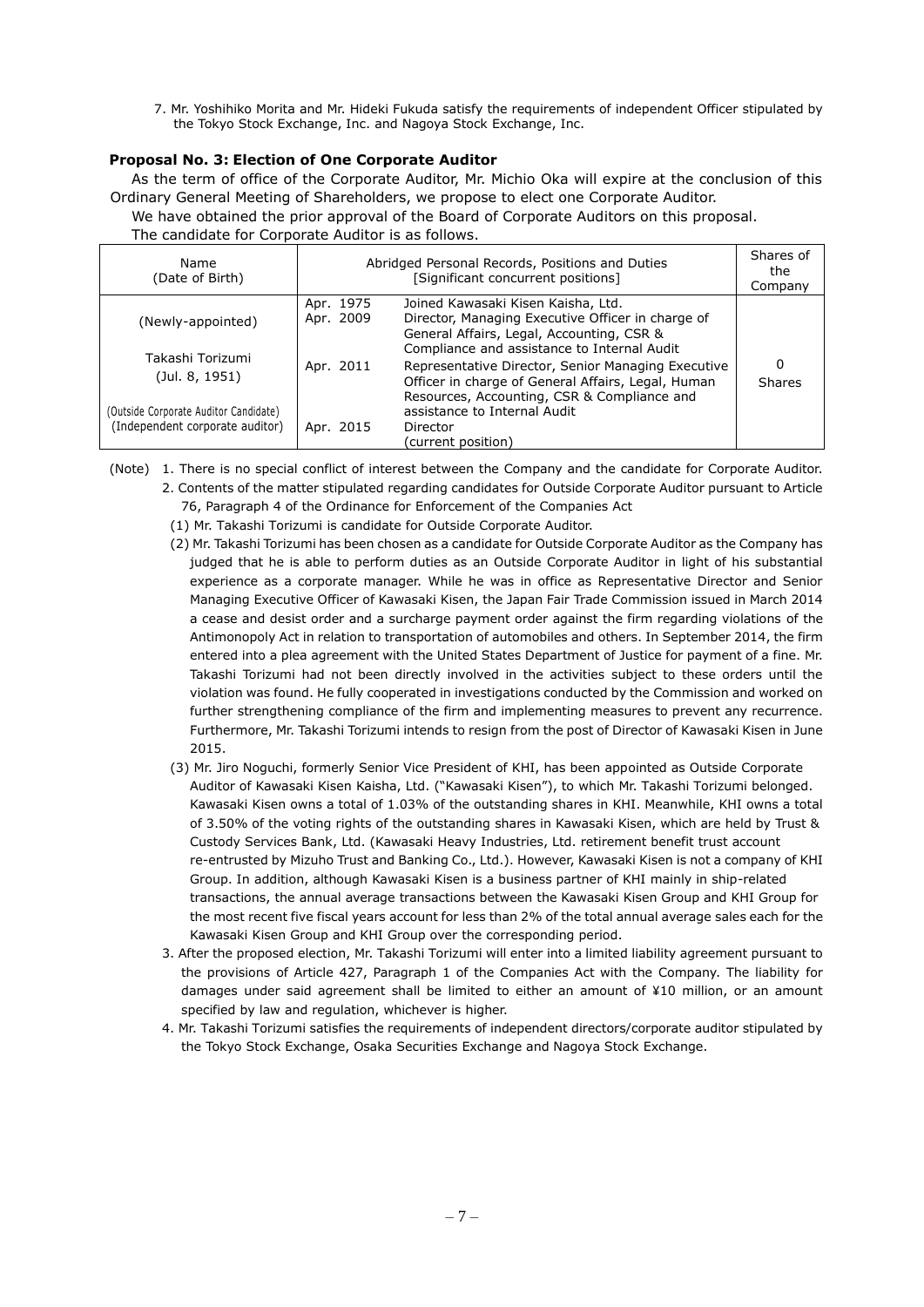7. Mr. Yoshihiko Morita and Mr. Hideki Fukuda satisfy the requirements of independent Officer stipulated by the Tokyo Stock Exchange, Inc. and Nagoya Stock Exchange, Inc.

**Proposal No. 3: Election of One Corporate Auditor**

As the term of office of the Corporate Auditor, Mr. Michio Oka will expire at the conclusion of this Ordinary General Meeting of Shareholders, we propose to elect one Corporate Auditor.

We have obtained the prior approval of the Board of Corporate Auditors on this proposal.

The candidate for Corporate Auditor is as follows.

| Name (Date of Birth) | Abridged Personal Records, Positions and Duties [Significant concurrent positions] | | Shares of the Company |
|---|---|---|---|
| (Newly-appointed)<br><br>Takashi Torizumi<br>(Jul. 8, 1951)<br><br>(Outside Corporate Auditor Candidate)<br>(Independent corporate auditor) | Apr. 1975 | Joined Kawasaki Kisen Kaisha, Ltd. | 0 Shares |
| | Apr. 2009 | Director, Managing Executive Officer in charge of General Affairs, Legal, Accounting, CSR & Compliance and assistance to Internal Audit | |
| | Apr. 2011 | Representative Director, Senior Managing Executive Officer in charge of General Affairs, Legal, Human Resources, Accounting, CSR & Compliance and assistance to Internal Audit | |
| | Apr. 2015 | Director<br>(current position) | |

(Note)
1. There is no special conflict of interest between the Company and the candidate for Corporate Auditor.
2. Contents of the matter stipulated regarding candidates for Outside Corporate Auditor pursuant to Article 76, Paragraph 4 of the Ordinance for Enforcement of the Companies Act
   (1) Mr. Takashi Torizumi is candidate for Outside Corporate Auditor.
   (2) Mr. Takashi Torizumi has been chosen as a candidate for Outside Corporate Auditor as the Company has judged that he is able to perform duties as an Outside Corporate Auditor in light of his substantial experience as a corporate manager. While he was in office as Representative Director and Senior Managing Executive Officer of Kawasaki Kisen, the Japan Fair Trade Commission issued in March 2014 a cease and desist order and a surcharge payment order against the firm regarding violations of the Antimonopoly Act in relation to transportation of automobiles and others. In September 2014, the firm entered into a plea agreement with the United States Department of Justice for payment of a fine. Mr. Takashi Torizumi had not been directly involved in the activities subject to these orders until the violation was found. He fully cooperated in investigations conducted by the Commission and worked on further strengthening compliance of the firm and implementing measures to prevent any recurrence. Furthermore, Mr. Takashi Torizumi intends to resign from the post of Director of Kawasaki Kisen in June 2015.
   (3) Mr. Jiro Noguchi, formerly Senior Vice President of KHI, has been appointed as Outside Corporate Auditor of Kawasaki Kisen Kaisha, Ltd. ("Kawasaki Kisen"), to which Mr. Takashi Torizumi belonged. Kawasaki Kisen owns a total of 1.03% of the outstanding shares in KHI. Meanwhile, KHI owns a total of 3.50% of the voting rights of the outstanding shares in Kawasaki Kisen, which are held by Trust & Custody Services Bank, Ltd. (Kawasaki Heavy Industries, Ltd. retirement benefit trust account re-entrusted by Mizuho Trust and Banking Co., Ltd.). However, Kawasaki Kisen is not a company of KHI Group. In addition, although Kawasaki Kisen is a business partner of KHI mainly in ship-related transactions, the annual average transactions between the Kawasaki Kisen Group and KHI Group for the most recent five fiscal years account for less than 2% of the total annual average sales each for the Kawasaki Kisen Group and KHI Group over the corresponding period.
3. After the proposed election, Mr. Takashi Torizumi will enter into a limited liability agreement pursuant to the provisions of Article 427, Paragraph 1 of the Companies Act with the Company. The liability for damages under said agreement shall be limited to either an amount of ¥10 million, or an amount specified by law and regulation, whichever is higher.
4. Mr. Takashi Torizumi satisfies the requirements of independent directors/corporate auditor stipulated by the Tokyo Stock Exchange, Osaka Securities Exchange and Nagoya Stock Exchange.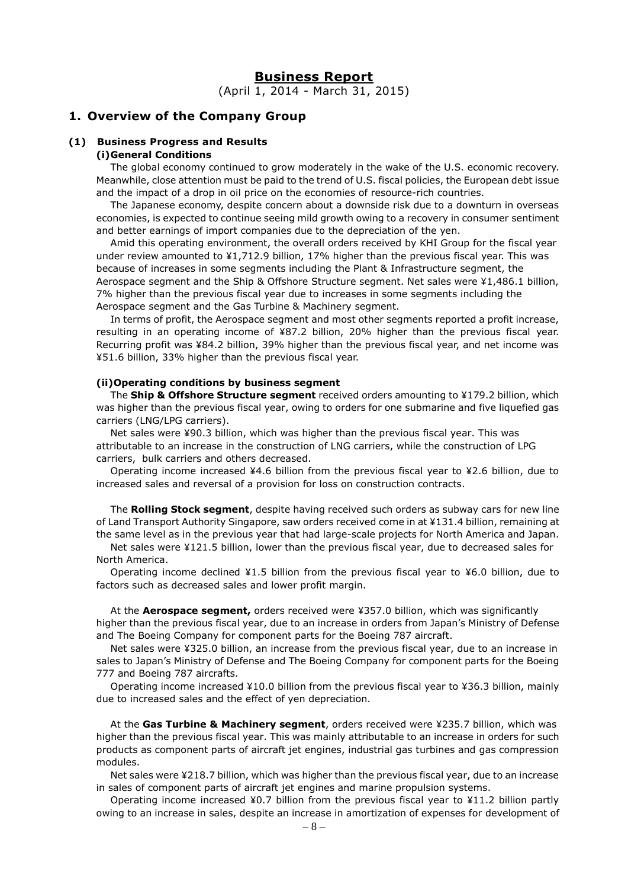# Business Report

(April 1, 2014 - March 31, 2015)

## 1. Overview of the Company Group

### (1) Business Progress and Results

#### (i) General Conditions

The global economy continued to grow moderately in the wake of the U.S. economic recovery. Meanwhile, close attention must be paid to the trend of U.S. fiscal policies, the European debt issue and the impact of a drop in oil price on the economies of resource-rich countries.

The Japanese economy, despite concern about a downside risk due to a downturn in overseas economies, is expected to continue seeing mild growth owing to a recovery in consumer sentiment and better earnings of import companies due to the depreciation of the yen.

Amid this operating environment, the overall orders received by KHI Group for the fiscal year under review amounted to ¥1,712.9 billion, 17% higher than the previous fiscal year. This was because of increases in some segments including the Plant & Infrastructure segment, the Aerospace segment and the Ship & Offshore Structure segment. Net sales were ¥1,486.1 billion, 7% higher than the previous fiscal year due to increases in some segments including the Aerospace segment and the Gas Turbine & Machinery segment.

In terms of profit, the Aerospace segment and most other segments reported a profit increase, resulting in an operating income of ¥87.2 billion, 20% higher than the previous fiscal year. Recurring profit was ¥84.2 billion, 39% higher than the previous fiscal year, and net income was ¥51.6 billion, 33% higher than the previous fiscal year.

#### (ii) Operating conditions by business segment

The **Ship & Offshore Structure segment** received orders amounting to ¥179.2 billion, which was higher than the previous fiscal year, owing to orders for one submarine and five liquefied gas carriers (LNG/LPG carriers).

Net sales were ¥90.3 billion, which was higher than the previous fiscal year. This was attributable to an increase in the construction of LNG carriers, while the construction of LPG carriers, bulk carriers and others decreased.

Operating income increased ¥4.6 billion from the previous fiscal year to ¥2.6 billion, due to increased sales and reversal of a provision for loss on construction contracts.

The **Rolling Stock segment**, despite having received such orders as subway cars for new line of Land Transport Authority Singapore, saw orders received come in at ¥131.4 billion, remaining at the same level as in the previous year that had large-scale projects for North America and Japan.

Net sales were ¥121.5 billion, lower than the previous fiscal year, due to decreased sales for North America.

Operating income declined ¥1.5 billion from the previous fiscal year to ¥6.0 billion, due to factors such as decreased sales and lower profit margin.

At the **Aerospace segment,** orders received were ¥357.0 billion, which was significantly higher than the previous fiscal year, due to an increase in orders from Japan's Ministry of Defense and The Boeing Company for component parts for the Boeing 787 aircraft.

Net sales were ¥325.0 billion, an increase from the previous fiscal year, due to an increase in sales to Japan's Ministry of Defense and The Boeing Company for component parts for the Boeing 777 and Boeing 787 aircrafts.

Operating income increased ¥10.0 billion from the previous fiscal year to ¥36.3 billion, mainly due to increased sales and the effect of yen depreciation.

At the **Gas Turbine & Machinery segment**, orders received were ¥235.7 billion, which was higher than the previous fiscal year. This was mainly attributable to an increase in orders for such products as component parts of aircraft jet engines, industrial gas turbines and gas compression modules.

Net sales were ¥218.7 billion, which was higher than the previous fiscal year, due to an increase in sales of component parts of aircraft jet engines and marine propulsion systems.

Operating income increased ¥0.7 billion from the previous fiscal year to ¥11.2 billion partly owing to an increase in sales, despite an increase in amortization of expenses for development of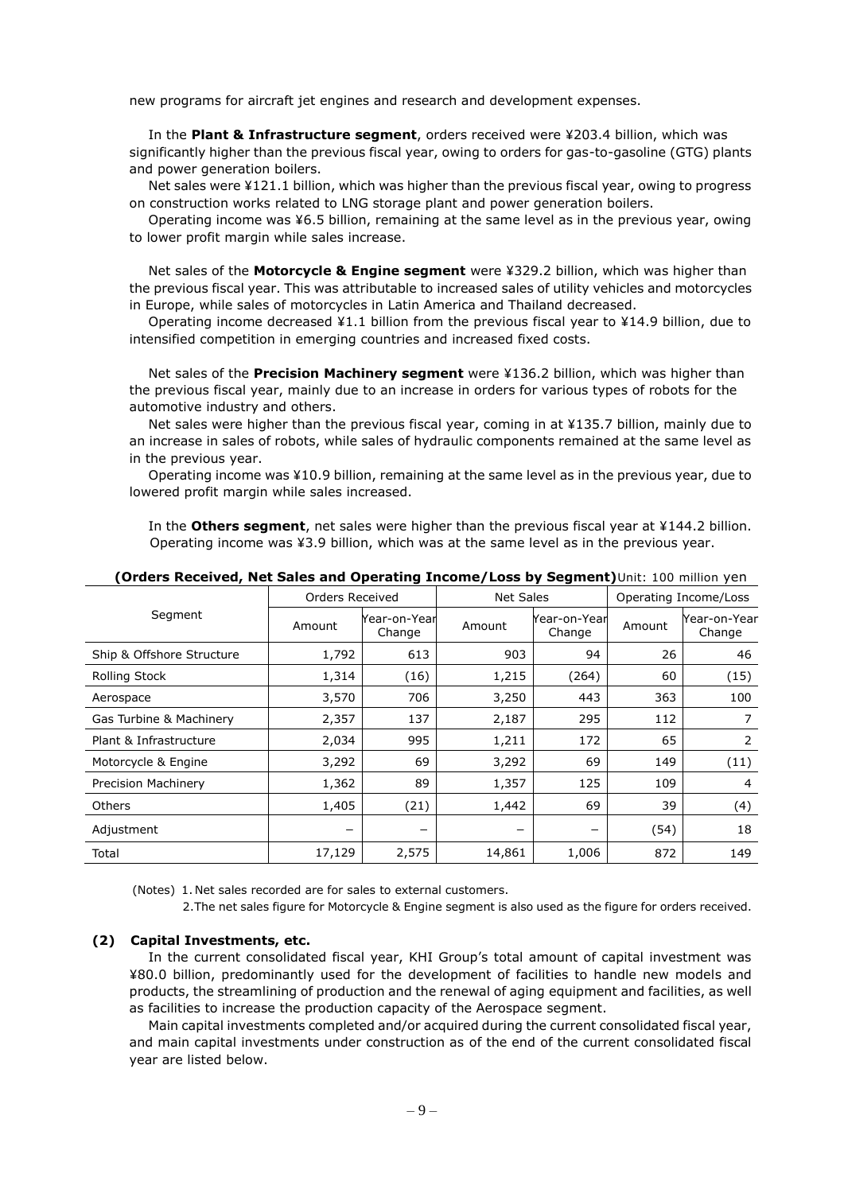new programs for aircraft jet engines and research and development expenses.

In the **Plant & Infrastructure segment**, orders received were ¥203.4 billion, which was significantly higher than the previous fiscal year, owing to orders for gas-to-gasoline (GTG) plants and power generation boilers.

Net sales were ¥121.1 billion, which was higher than the previous fiscal year, owing to progress on construction works related to LNG storage plant and power generation boilers.

Operating income was ¥6.5 billion, remaining at the same level as in the previous year, owing to lower profit margin while sales increase.

Net sales of the **Motorcycle & Engine segment** were ¥329.2 billion, which was higher than the previous fiscal year. This was attributable to increased sales of utility vehicles and motorcycles in Europe, while sales of motorcycles in Latin America and Thailand decreased.

Operating income decreased ¥1.1 billion from the previous fiscal year to ¥14.9 billion, due to intensified competition in emerging countries and increased fixed costs.

Net sales of the **Precision Machinery segment** were ¥136.2 billion, which was higher than the previous fiscal year, mainly due to an increase in orders for various types of robots for the automotive industry and others.

Net sales were higher than the previous fiscal year, coming in at ¥135.7 billion, mainly due to an increase in sales of robots, while sales of hydraulic components remained at the same level as in the previous year.

Operating income was ¥10.9 billion, remaining at the same level as in the previous year, due to lowered profit margin while sales increased.

In the **Others segment**, net sales were higher than the previous fiscal year at ¥144.2 billion. Operating income was ¥3.9 billion, which was at the same level as in the previous year.

**(Orders Received, Net Sales and Operating Income/Loss by Segment)** Unit: 100 million yen

| Segment | Orders Received | | Net Sales | | Operating Income/Loss | |
|---|---|---|---|---|---|---|
| | Amount | Year-on-Year Change | Amount | Year-on-Year Change | Amount | Year-on-Year Change |
| Ship & Offshore Structure | 1,792 | 613 | 903 | 94 | 26 | 46 |
| Rolling Stock | 1,314 | (16) | 1,215 | (264) | 60 | (15) |
| Aerospace | 3,570 | 706 | 3,250 | 443 | 363 | 100 |
| Gas Turbine & Machinery | 2,357 | 137 | 2,187 | 295 | 112 | 7 |
| Plant & Infrastructure | 2,034 | 995 | 1,211 | 172 | 65 | 2 |
| Motorcycle & Engine | 3,292 | 69 | 3,292 | 69 | 149 | (11) |
| Precision Machinery | 1,362 | 89 | 1,357 | 125 | 109 | 4 |
| Others | 1,405 | (21) | 1,442 | 69 | 39 | (4) |
| Adjustment | – | – | – | – | (54) | 18 |
| Total | 17,129 | 2,575 | 14,861 | 1,006 | 872 | 149 |

(Notes) 1. Net sales recorded are for sales to external customers.
2. The net sales figure for Motorcycle & Engine segment is also used as the figure for orders received.

### (2) Capital Investments, etc.

In the current consolidated fiscal year, KHI Group's total amount of capital investment was ¥80.0 billion, predominantly used for the development of facilities to handle new models and products, the streamlining of production and the renewal of aging equipment and facilities, as well as facilities to increase the production capacity of the Aerospace segment.

Main capital investments completed and/or acquired during the current consolidated fiscal year, and main capital investments under construction as of the end of the current consolidated fiscal year are listed below.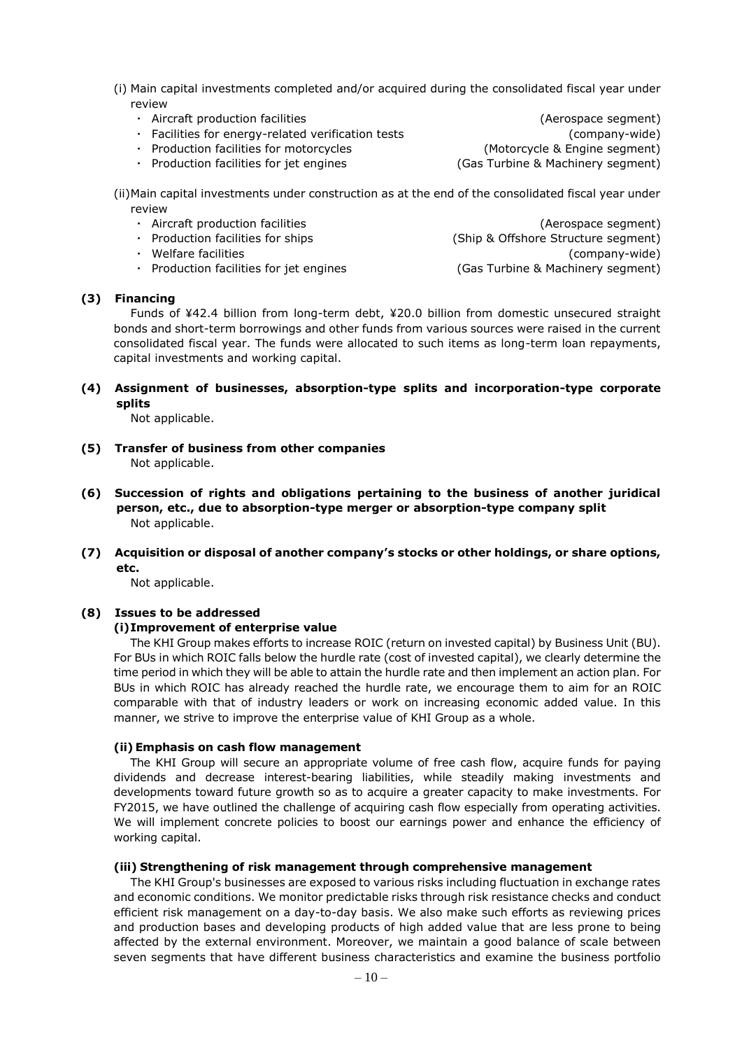(i) Main capital investments completed and/or acquired during the consolidated fiscal year under review

- Aircraft production facilities (Aerospace segment)
- Facilities for energy-related verification tests (company-wide)
- Production facilities for motorcycles (Motorcycle & Engine segment)
- Production facilities for jet engines (Gas Turbine & Machinery segment)

(ii) Main capital investments under construction as at the end of the consolidated fiscal year under review

- Aircraft production facilities (Aerospace segment)
- Production facilities for ships (Ship & Offshore Structure segment)
- Welfare facilities (company-wide)
- Production facilities for jet engines (Gas Turbine & Machinery segment)

### (3) Financing

Funds of ¥42.4 billion from long-term debt, ¥20.0 billion from domestic unsecured straight bonds and short-term borrowings and other funds from various sources were raised in the current consolidated fiscal year. The funds were allocated to such items as long-term loan repayments, capital investments and working capital.

### (4) Assignment of businesses, absorption-type splits and incorporation-type corporate splits

Not applicable.

### (5) Transfer of business from other companies

Not applicable.

### (6) Succession of rights and obligations pertaining to the business of another juridical person, etc., due to absorption-type merger or absorption-type company split

Not applicable.

### (7) Acquisition or disposal of another company's stocks or other holdings, or share options, etc.

Not applicable.

### (8) Issues to be addressed

#### (i) Improvement of enterprise value

The KHI Group makes efforts to increase ROIC (return on invested capital) by Business Unit (BU). For BUs in which ROIC falls below the hurdle rate (cost of invested capital), we clearly determine the time period in which they will be able to attain the hurdle rate and then implement an action plan. For BUs in which ROIC has already reached the hurdle rate, we encourage them to aim for an ROIC comparable with that of industry leaders or work on increasing economic added value. In this manner, we strive to improve the enterprise value of KHI Group as a whole.

#### (ii) Emphasis on cash flow management

The KHI Group will secure an appropriate volume of free cash flow, acquire funds for paying dividends and decrease interest-bearing liabilities, while steadily making investments and developments toward future growth so as to acquire a greater capacity to make investments. For FY2015, we have outlined the challenge of acquiring cash flow especially from operating activities. We will implement concrete policies to boost our earnings power and enhance the efficiency of working capital.

#### (iii) Strengthening of risk management through comprehensive management

The KHI Group's businesses are exposed to various risks including fluctuation in exchange rates and economic conditions. We monitor predictable risks through risk resistance checks and conduct efficient risk management on a day-to-day basis. We also make such efforts as reviewing prices and production bases and developing products of high added value that are less prone to being affected by the external environment. Moreover, we maintain a good balance of scale between seven segments that have different business characteristics and examine the business portfolio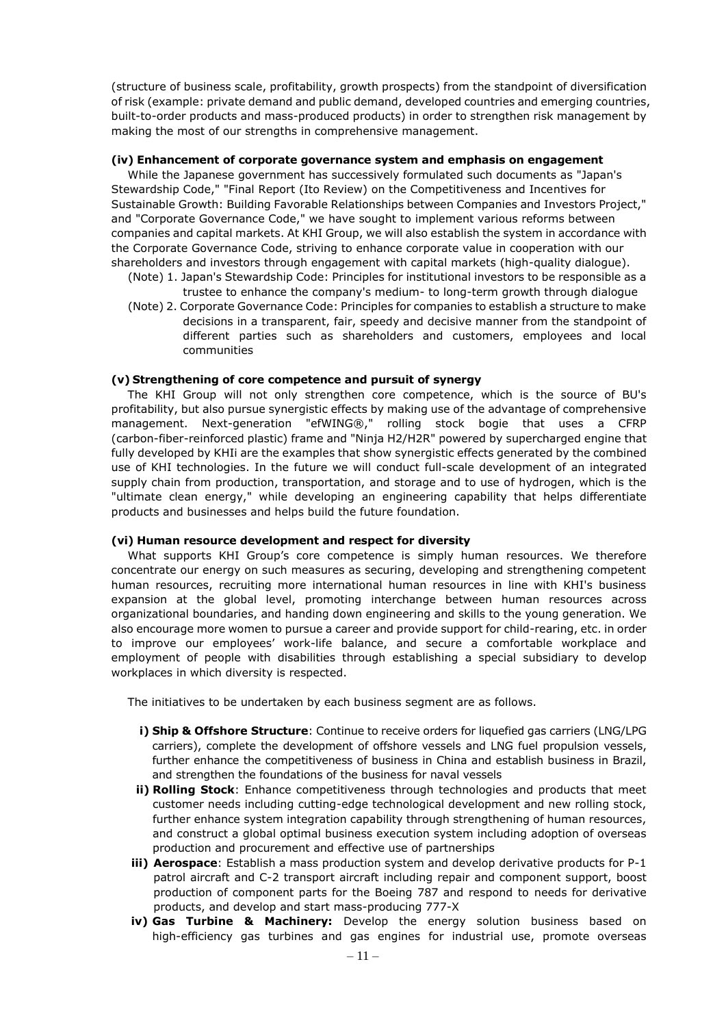(structure of business scale, profitability, growth prospects) from the standpoint of diversification of risk (example: private demand and public demand, developed countries and emerging countries, built-to-order products and mass-produced products) in order to strengthen risk management by making the most of our strengths in comprehensive management.

**(iv) Enhancement of corporate governance system and emphasis on engagement**

While the Japanese government has successively formulated such documents as "Japan's Stewardship Code," "Final Report (Ito Review) on the Competitiveness and Incentives for Sustainable Growth: Building Favorable Relationships between Companies and Investors Project," and "Corporate Governance Code," we have sought to implement various reforms between companies and capital markets. At KHI Group, we will also establish the system in accordance with the Corporate Governance Code, striving to enhance corporate value in cooperation with our shareholders and investors through engagement with capital markets (high-quality dialogue).

(Note) 1. Japan's Stewardship Code: Principles for institutional investors to be responsible as a trustee to enhance the company's medium- to long-term growth through dialogue

(Note) 2. Corporate Governance Code: Principles for companies to establish a structure to make decisions in a transparent, fair, speedy and decisive manner from the standpoint of different parties such as shareholders and customers, employees and local communities

**(v) Strengthening of core competence and pursuit of synergy**

The KHI Group will not only strengthen core competence, which is the source of BU's profitability, but also pursue synergistic effects by making use of the advantage of comprehensive management. Next-generation "efWING®," rolling stock bogie that uses a CFRP (carbon-fiber-reinforced plastic) frame and "Ninja H2/H2R" powered by supercharged engine that fully developed by KHIi are the examples that show synergistic effects generated by the combined use of KHI technologies. In the future we will conduct full-scale development of an integrated supply chain from production, transportation, and storage and to use of hydrogen, which is the "ultimate clean energy," while developing an engineering capability that helps differentiate products and businesses and helps build the future foundation.

**(vi) Human resource development and respect for diversity**

What supports KHI Group's core competence is simply human resources. We therefore concentrate our energy on such measures as securing, developing and strengthening competent human resources, recruiting more international human resources in line with KHI's business expansion at the global level, promoting interchange between human resources across organizational boundaries, and handing down engineering and skills to the young generation. We also encourage more women to pursue a career and provide support for child-rearing, etc. in order to improve our employees' work-life balance, and secure a comfortable workplace and employment of people with disabilities through establishing a special subsidiary to develop workplaces in which diversity is respected.

The initiatives to be undertaken by each business segment are as follows.

- **i) Ship & Offshore Structure**: Continue to receive orders for liquefied gas carriers (LNG/LPG carriers), complete the development of offshore vessels and LNG fuel propulsion vessels, further enhance the competitiveness of business in China and establish business in Brazil, and strengthen the foundations of the business for naval vessels
- **ii) Rolling Stock**: Enhance competitiveness through technologies and products that meet customer needs including cutting-edge technological development and new rolling stock, further enhance system integration capability through strengthening of human resources, and construct a global optimal business execution system including adoption of overseas production and procurement and effective use of partnerships
- **iii) Aerospace**: Establish a mass production system and develop derivative products for P-1 patrol aircraft and C-2 transport aircraft including repair and component support, boost production of component parts for the Boeing 787 and respond to needs for derivative products, and develop and start mass-producing 777-X
- **iv) Gas Turbine & Machinery:** Develop the energy solution business based on high-efficiency gas turbines and gas engines for industrial use, promote overseas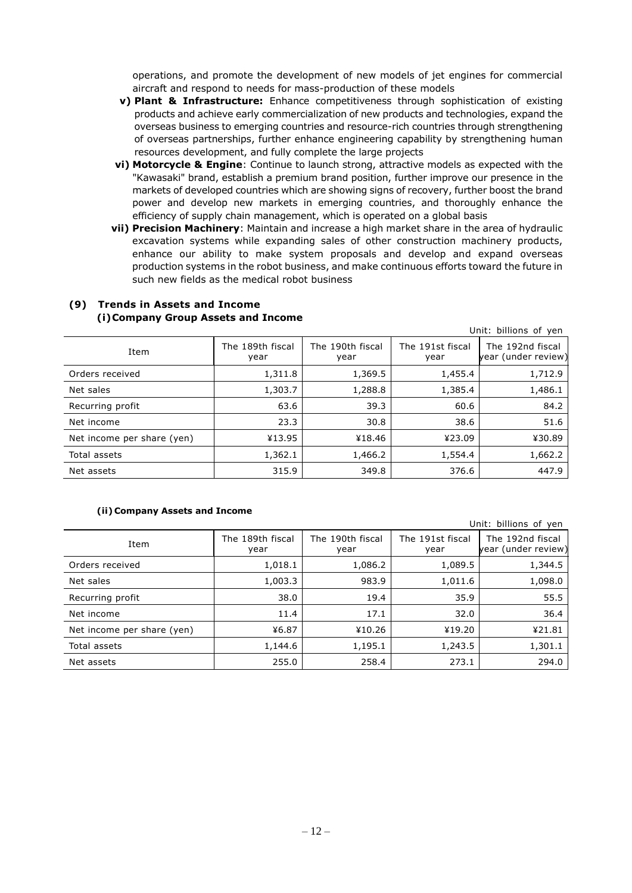operations, and promote the development of new models of jet engines for commercial aircraft and respond to needs for mass-production of these models

v) **Plant & Infrastructure:** Enhance competitiveness through sophistication of existing products and achieve early commercialization of new products and technologies, expand the overseas business to emerging countries and resource-rich countries through strengthening of overseas partnerships, further enhance engineering capability by strengthening human resources development, and fully complete the large projects

vi) **Motorcycle & Engine**: Continue to launch strong, attractive models as expected with the "Kawasaki" brand, establish a premium brand position, further improve our presence in the markets of developed countries which are showing signs of recovery, further boost the brand power and develop new markets in emerging countries, and thoroughly enhance the efficiency of supply chain management, which is operated on a global basis

vii) **Precision Machinery**: Maintain and increase a high market share in the area of hydraulic excavation systems while expanding sales of other construction machinery products, enhance our ability to make system proposals and develop and expand overseas production systems in the robot business, and make continuous efforts toward the future in such new fields as the medical robot business

### (9) Trends in Assets and Income

#### (i) Company Group Assets and Income

Unit: billions of yen

| Item | The 189th fiscal year | The 190th fiscal year | The 191st fiscal year | The 192nd fiscal year (under review) |
|---|---|---|---|---|
| Orders received | 1,311.8 | 1,369.5 | 1,455.4 | 1,712.9 |
| Net sales | 1,303.7 | 1,288.8 | 1,385.4 | 1,486.1 |
| Recurring profit | 63.6 | 39.3 | 60.6 | 84.2 |
| Net income | 23.3 | 30.8 | 38.6 | 51.6 |
| Net income per share (yen) | ¥13.95 | ¥18.46 | ¥23.09 | ¥30.89 |
| Total assets | 1,362.1 | 1,466.2 | 1,554.4 | 1,662.2 |
| Net assets | 315.9 | 349.8 | 376.6 | 447.9 |

#### (ii) Company Assets and Income

Unit: billions of yen

| Item | The 189th fiscal year | The 190th fiscal year | The 191st fiscal year | The 192nd fiscal year (under review) |
|---|---|---|---|---|
| Orders received | 1,018.1 | 1,086.2 | 1,089.5 | 1,344.5 |
| Net sales | 1,003.3 | 983.9 | 1,011.6 | 1,098.0 |
| Recurring profit | 38.0 | 19.4 | 35.9 | 55.5 |
| Net income | 11.4 | 17.1 | 32.0 | 36.4 |
| Net income per share (yen) | ¥6.87 | ¥10.26 | ¥19.20 | ¥21.81 |
| Total assets | 1,144.6 | 1,195.1 | 1,243.5 | 1,301.1 |
| Net assets | 255.0 | 258.4 | 273.1 | 294.0 |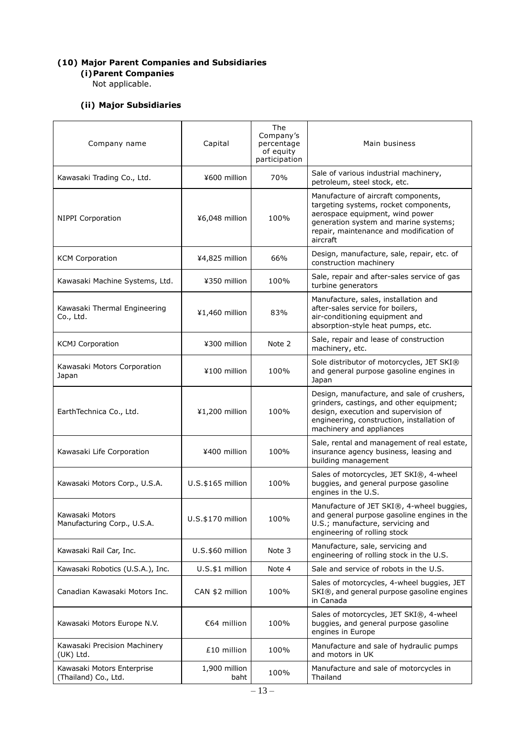### (10) Major Parent Companies and Subsidiaries

#### (i) Parent Companies

Not applicable.

#### (ii) Major Subsidiaries

| Company name | Capital | The Company's percentage of equity participation | Main business |
|---|---|---|---|
| Kawasaki Trading Co., Ltd. | ¥600 million | 70% | Sale of various industrial machinery, petroleum, steel stock, etc. |
| NIPPI Corporation | ¥6,048 million | 100% | Manufacture of aircraft components, targeting systems, rocket components, aerospace equipment, wind power generation system and marine systems; repair, maintenance and modification of aircraft |
| KCM Corporation | ¥4,825 million | 66% | Design, manufacture, sale, repair, etc. of construction machinery |
| Kawasaki Machine Systems, Ltd. | ¥350 million | 100% | Sale, repair and after-sales service of gas turbine generators |
| Kawasaki Thermal Engineering Co., Ltd. | ¥1,460 million | 83% | Manufacture, sales, installation and after-sales service for boilers, air-conditioning equipment and absorption-style heat pumps, etc. |
| KCMJ Corporation | ¥300 million | Note 2 | Sale, repair and lease of construction machinery, etc. |
| Kawasaki Motors Corporation Japan | ¥100 million | 100% | Sole distributor of motorcycles, JET SKI® and general purpose gasoline engines in Japan |
| EarthTechnica Co., Ltd. | ¥1,200 million | 100% | Design, manufacture, and sale of crushers, grinders, castings, and other equipment; design, execution and supervision of engineering, construction, installation of machinery and appliances |
| Kawasaki Life Corporation | ¥400 million | 100% | Sale, rental and management of real estate, insurance agency business, leasing and building management |
| Kawasaki Motors Corp., U.S.A. | U.S.$165 million | 100% | Sales of motorcycles, JET SKI®, 4-wheel buggies, and general purpose gasoline engines in the U.S. |
| Kawasaki Motors Manufacturing Corp., U.S.A. | U.S.$170 million | 100% | Manufacture of JET SKI®, 4-wheel buggies, and general purpose gasoline engines in the U.S.; manufacture, servicing and engineering of rolling stock |
| Kawasaki Rail Car, Inc. | U.S.$60 million | Note 3 | Manufacture, sale, servicing and engineering of rolling stock in the U.S. |
| Kawasaki Robotics (U.S.A.), Inc. | U.S.$1 million | Note 4 | Sale and service of robots in the U.S. |
| Canadian Kawasaki Motors Inc. | CAN $2 million | 100% | Sales of motorcycles, 4-wheel buggies, JET SKI®, and general purpose gasoline engines in Canada |
| Kawasaki Motors Europe N.V. | €64 million | 100% | Sales of motorcycles, JET SKI®, 4-wheel buggies, and general purpose gasoline engines in Europe |
| Kawasaki Precision Machinery (UK) Ltd. | £10 million | 100% | Manufacture and sale of hydraulic pumps and motors in UK |
| Kawasaki Motors Enterprise (Thailand) Co., Ltd. | 1,900 million baht | 100% | Manufacture and sale of motorcycles in Thailand |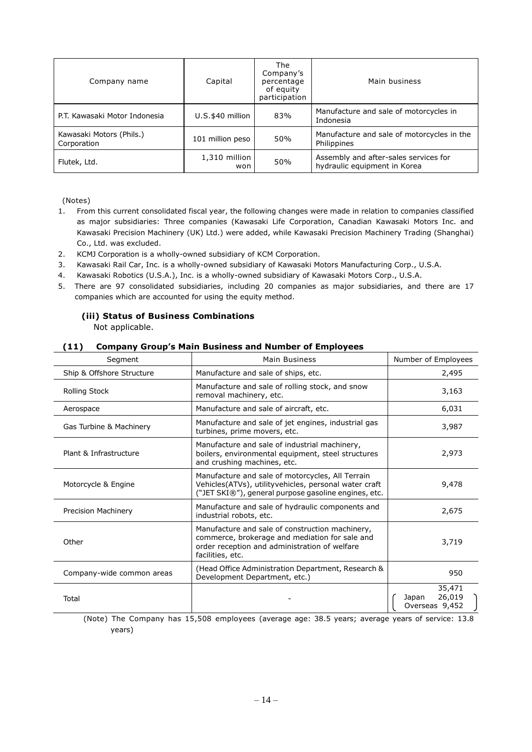| Company name | Capital | The Company's percentage of equity participation | Main business |
|---|---|---|---|
| P.T. Kawasaki Motor Indonesia | U.S.$40 million | 83% | Manufacture and sale of motorcycles in Indonesia |
| Kawasaki Motors (Phils.) Corporation | 101 million peso | 50% | Manufacture and sale of motorcycles in the Philippines |
| Flutek, Ltd. | 1,310 million won | 50% | Assembly and after-sales services for hydraulic equipment in Korea |

(Notes)

1. From this current consolidated fiscal year, the following changes were made in relation to companies classified as major subsidiaries: Three companies (Kawasaki Life Corporation, Canadian Kawasaki Motors Inc. and Kawasaki Precision Machinery (UK) Ltd.) were added, while Kawasaki Precision Machinery Trading (Shanghai) Co., Ltd. was excluded.
2. KCMJ Corporation is a wholly-owned subsidiary of KCM Corporation.
3. Kawasaki Rail Car, Inc. is a wholly-owned subsidiary of Kawasaki Motors Manufacturing Corp., U.S.A.
4. Kawasaki Robotics (U.S.A.), Inc. is a wholly-owned subsidiary of Kawasaki Motors Corp., U.S.A.
5. There are 97 consolidated subsidiaries, including 20 companies as major subsidiaries, and there are 17 companies which are accounted for using the equity method.

#### (iii) Status of Business Combinations

Not applicable.

### (11) Company Group's Main Business and Number of Employees

| Segment | Main Business | Number of Employees |
|---|---|---|
| Ship & Offshore Structure | Manufacture and sale of ships, etc. | 2,495 |
| Rolling Stock | Manufacture and sale of rolling stock, and snow removal machinery, etc. | 3,163 |
| Aerospace | Manufacture and sale of aircraft, etc. | 6,031 |
| Gas Turbine & Machinery | Manufacture and sale of jet engines, industrial gas turbines, prime movers, etc. | 3,987 |
| Plant & Infrastructure | Manufacture and sale of industrial machinery, boilers, environmental equipment, steel structures and crushing machines, etc. | 2,973 |
| Motorcycle & Engine | Manufacture and sale of motorcycles, All Terrain Vehicles(ATVs), utilityvehicles, personal water craft ("JET SKI®"), general purpose gasoline engines, etc. | 9,478 |
| Precision Machinery | Manufacture and sale of hydraulic components and industrial robots, etc. | 2,675 |
| Other | Manufacture and sale of construction machinery, commerce, brokerage and mediation for sale and order reception and administration of welfare facilities, etc. | 3,719 |
| Company-wide common areas | (Head Office Administration Department, Research & Development Department, etc.) | 950 |
| Total | - | 35,471 (Japan 26,019 Overseas 9,452) |

(Note) The Company has 15,508 employees (average age: 38.5 years; average years of service: 13.8 years)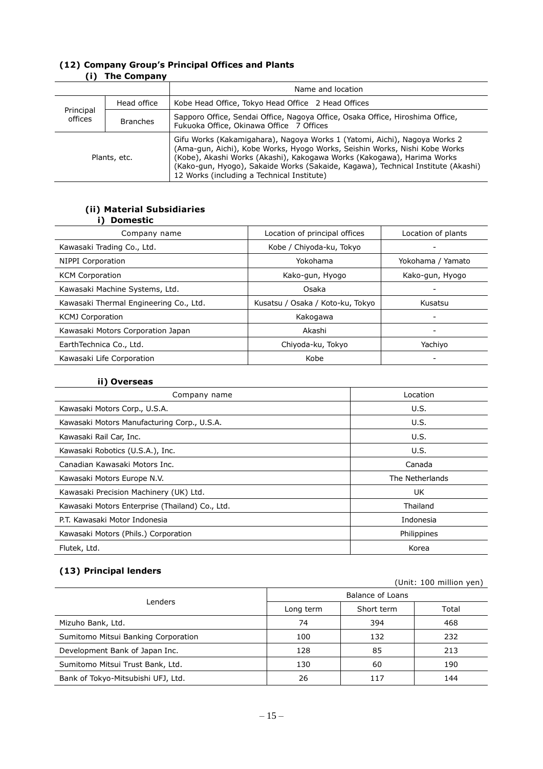## (12) Company Group's Principal Offices and Plants

### (i) The Company

| | | Name and location |
|---|---|---|
| Principal offices | Head office | Kobe Head Office, Tokyo Head Office 2 Head Offices |
| | Branches | Sapporo Office, Sendai Office, Nagoya Office, Osaka Office, Hiroshima Office, Fukuoka Office, Okinawa Office 7 Offices |
| Plants, etc. | | Gifu Works (Kakamigahara), Nagoya Works 1 (Yatomi, Aichi), Nagoya Works 2 (Ama-gun, Aichi), Kobe Works, Hyogo Works, Seishin Works, Nishi Kobe Works (Kobe), Akashi Works (Akashi), Kakogawa Works (Kakogawa), Harima Works (Kako-gun, Hyogo), Sakaide Works (Sakaide, Kagawa), Technical Institute (Akashi) 12 Works (including a Technical Institute) |

### (ii) Material Subsidiaries

#### i) Domestic

| Company name | Location of principal offices | Location of plants |
|---|---|---|
| Kawasaki Trading Co., Ltd. | Kobe / Chiyoda-ku, Tokyo | - |
| NIPPI Corporation | Yokohama | Yokohama / Yamato |
| KCM Corporation | Kako-gun, Hyogo | Kako-gun, Hyogo |
| Kawasaki Machine Systems, Ltd. | Osaka | - |
| Kawasaki Thermal Engineering Co., Ltd. | Kusatsu / Osaka / Koto-ku, Tokyo | Kusatsu |
| KCMJ Corporation | Kakogawa | - |
| Kawasaki Motors Corporation Japan | Akashi | - |
| EarthTechnica Co., Ltd. | Chiyoda-ku, Tokyo | Yachiyo |
| Kawasaki Life Corporation | Kobe | - |

#### ii) Overseas

| Company name | Location |
|---|---|
| Kawasaki Motors Corp., U.S.A. | U.S. |
| Kawasaki Motors Manufacturing Corp., U.S.A. | U.S. |
| Kawasaki Rail Car, Inc. | U.S. |
| Kawasaki Robotics (U.S.A.), Inc. | U.S. |
| Canadian Kawasaki Motors Inc. | Canada |
| Kawasaki Motors Europe N.V. | The Netherlands |
| Kawasaki Precision Machinery (UK) Ltd. | UK |
| Kawasaki Motors Enterprise (Thailand) Co., Ltd. | Thailand |
| P.T. Kawasaki Motor Indonesia | Indonesia |
| Kawasaki Motors (Phils.) Corporation | Philippines |
| Flutek, Ltd. | Korea |

## (13) Principal lenders

(Unit: 100 million yen)

| Lenders | Balance of Loans | | |
|---|---|---|---|
| | Long term | Short term | Total |
| Mizuho Bank, Ltd. | 74 | 394 | 468 |
| Sumitomo Mitsui Banking Corporation | 100 | 132 | 232 |
| Development Bank of Japan Inc. | 128 | 85 | 213 |
| Sumitomo Mitsui Trust Bank, Ltd. | 130 | 60 | 190 |
| Bank of Tokyo-Mitsubishi UFJ, Ltd. | 26 | 117 | 144 |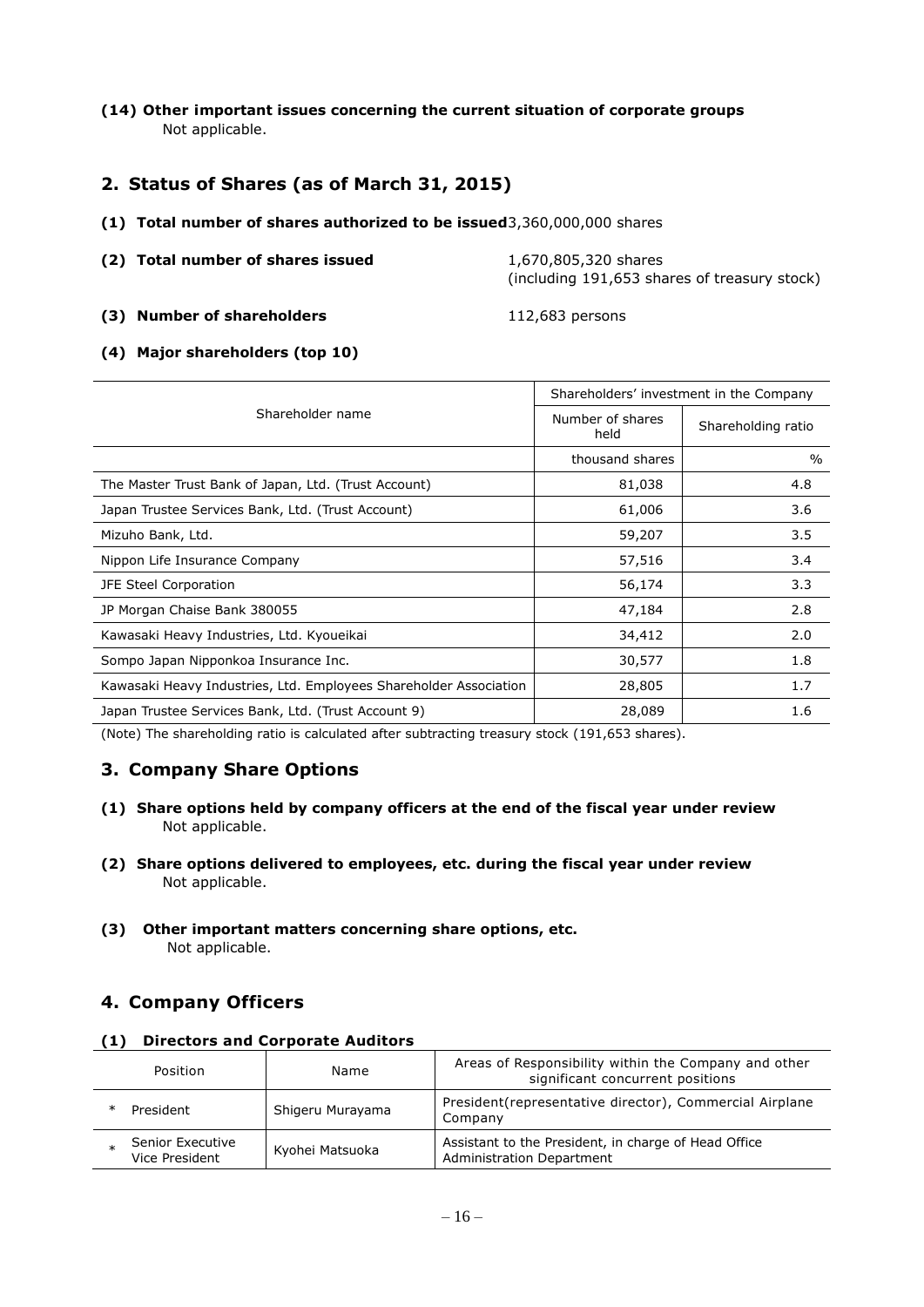**(14) Other important issues concerning the current situation of corporate groups**

Not applicable.

## 2. Status of Shares (as of March 31, 2015)

**(1) Total number of shares authorized to be issued** 3,360,000,000 shares

**(2) Total number of shares issued** 1,670,805,320 shares (including 191,653 shares of treasury stock)

**(3) Number of shareholders** 112,683 persons

**(4) Major shareholders (top 10)**

| Shareholder name | Shareholders' investment in the Company | |
|---|---|---|
| | Number of shares held | Shareholding ratio |
| | thousand shares | % |
| The Master Trust Bank of Japan, Ltd. (Trust Account) | 81,038 | 4.8 |
| Japan Trustee Services Bank, Ltd. (Trust Account) | 61,006 | 3.6 |
| Mizuho Bank, Ltd. | 59,207 | 3.5 |
| Nippon Life Insurance Company | 57,516 | 3.4 |
| JFE Steel Corporation | 56,174 | 3.3 |
| JP Morgan Chaise Bank 380055 | 47,184 | 2.8 |
| Kawasaki Heavy Industries, Ltd. Kyoueikai | 34,412 | 2.0 |
| Sompo Japan Nipponkoa Insurance Inc. | 30,577 | 1.8 |
| Kawasaki Heavy Industries, Ltd. Employees Shareholder Association | 28,805 | 1.7 |
| Japan Trustee Services Bank, Ltd. (Trust Account 9) | 28,089 | 1.6 |

(Note) The shareholding ratio is calculated after subtracting treasury stock (191,653 shares).

## 3. Company Share Options

**(1) Share options held by company officers at the end of the fiscal year under review**

Not applicable.

**(2) Share options delivered to employees, etc. during the fiscal year under review**

Not applicable.

**(3) Other important matters concerning share options, etc.**

Not applicable.

## 4. Company Officers

**(1) Directors and Corporate Auditors**

| Position | Name | Areas of Responsibility within the Company and other significant concurrent positions |
|---|---|---|
| * President | Shigeru Murayama | President(representative director), Commercial Airplane Company |
| * Senior Executive Vice President | Kyohei Matsuoka | Assistant to the President, in charge of Head Office Administration Department |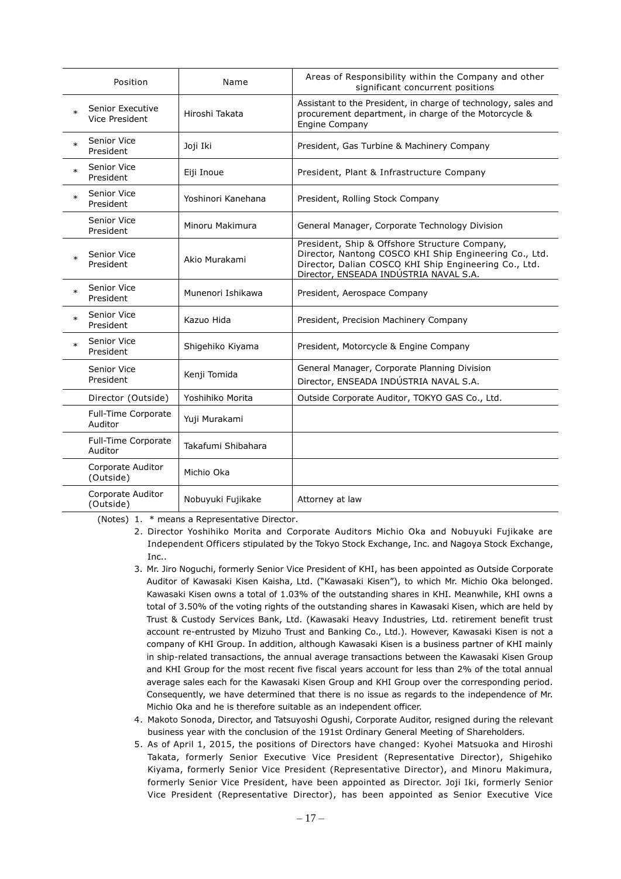| | Position | Name | Areas of Responsibility within the Company and other significant concurrent positions |
|---|---|---|---|
| * | Senior Executive Vice President | Hiroshi Takata | Assistant to the President, in charge of technology, sales and procurement department, in charge of the Motorcycle & Engine Company |
| * | Senior Vice President | Joji Iki | President, Gas Turbine & Machinery Company |
| * | Senior Vice President | Eiji Inoue | President, Plant & Infrastructure Company |
| * | Senior Vice President | Yoshinori Kanehana | President, Rolling Stock Company |
| | Senior Vice President | Minoru Makimura | General Manager, Corporate Technology Division |
| * | Senior Vice President | Akio Murakami | President, Ship & Offshore Structure Company, Director, Nantong COSCO KHI Ship Engineering Co., Ltd. Director, Dalian COSCO KHI Ship Engineering Co., Ltd. Director, ENSEADA INDÚSTRIA NAVAL S.A. |
| * | Senior Vice President | Munenori Ishikawa | President, Aerospace Company |
| * | Senior Vice President | Kazuo Hida | President, Precision Machinery Company |
| * | Senior Vice President | Shigehiko Kiyama | President, Motorcycle & Engine Company |
| | Senior Vice President | Kenji Tomida | General Manager, Corporate Planning Division Director, ENSEADA INDÚSTRIA NAVAL S.A. |
| | Director (Outside) | Yoshihiko Morita | Outside Corporate Auditor, TOKYO GAS Co., Ltd. |
| | Full-Time Corporate Auditor | Yuji Murakami | |
| | Full-Time Corporate Auditor | Takafumi Shibahara | |
| | Corporate Auditor (Outside) | Michio Oka | |
| | Corporate Auditor (Outside) | Nobuyuki Fujikake | Attorney at law |

(Notes) 1. * means a Representative Director.

2. Director Yoshihiko Morita and Corporate Auditors Michio Oka and Nobuyuki Fujikake are Independent Officers stipulated by the Tokyo Stock Exchange, Inc. and Nagoya Stock Exchange, Inc..

3. Mr. Jiro Noguchi, formerly Senior Vice President of KHI, has been appointed as Outside Corporate Auditor of Kawasaki Kisen Kaisha, Ltd. ("Kawasaki Kisen"), to which Mr. Michio Oka belonged. Kawasaki Kisen owns a total of 1.03% of the outstanding shares in KHI. Meanwhile, KHI owns a total of 3.50% of the voting rights of the outstanding shares in Kawasaki Kisen, which are held by Trust & Custody Services Bank, Ltd. (Kawasaki Heavy Industries, Ltd. retirement benefit trust account re-entrusted by Mizuho Trust and Banking Co., Ltd.). However, Kawasaki Kisen is not a company of KHI Group. In addition, although Kawasaki Kisen is a business partner of KHI mainly in ship-related transactions, the annual average transactions between the Kawasaki Kisen Group and KHI Group for the most recent five fiscal years account for less than 2% of the total annual average sales each for the Kawasaki Kisen Group and KHI Group over the corresponding period. Consequently, we have determined that there is no issue as regards to the independence of Mr. Michio Oka and he is therefore suitable as an independent officer.

4. Makoto Sonoda, Director, and Tatsuyoshi Ogushi, Corporate Auditor, resigned during the relevant business year with the conclusion of the 191st Ordinary General Meeting of Shareholders.

5. As of April 1, 2015, the positions of Directors have changed: Kyohei Matsuoka and Hiroshi Takata, formerly Senior Executive Vice President (Representative Director), Shigehiko Kiyama, formerly Senior Vice President (Representative Director), and Minoru Makimura, formerly Senior Vice President, have been appointed as Director. Joji Iki, formerly Senior Vice President (Representative Director), has been appointed as Senior Executive Vice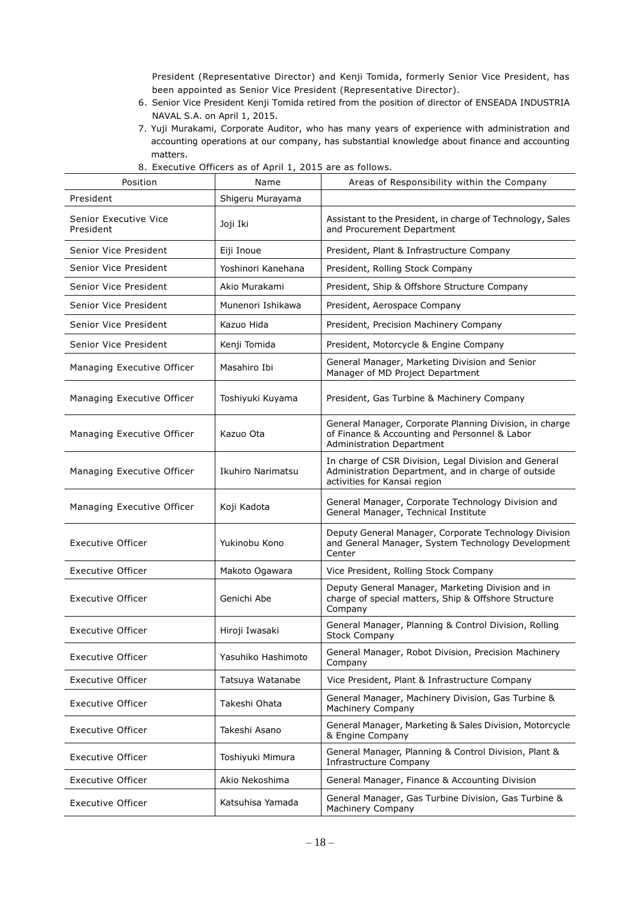President (Representative Director) and Kenji Tomida, formerly Senior Vice President, has been appointed as Senior Vice President (Representative Director).

6. Senior Vice President Kenji Tomida retired from the position of director of ENSEADA INDUSTRIA NAVAL S.A. on April 1, 2015.
7. Yuji Murakami, Corporate Auditor, who has many years of experience with administration and accounting operations at our company, has substantial knowledge about finance and accounting matters.
8. Executive Officers as of April 1, 2015 are as follows.

| Position | Name | Areas of Responsibility within the Company |
|---|---|---|
| President | Shigeru Murayama | |
| Senior Executive Vice President | Joji Iki | Assistant to the President, in charge of Technology, Sales and Procurement Department |
| Senior Vice President | Eiji Inoue | President, Plant & Infrastructure Company |
| Senior Vice President | Yoshinori Kanehana | President, Rolling Stock Company |
| Senior Vice President | Akio Murakami | President, Ship & Offshore Structure Company |
| Senior Vice President | Munenori Ishikawa | President, Aerospace Company |
| Senior Vice President | Kazuo Hida | President, Precision Machinery Company |
| Senior Vice President | Kenji Tomida | President, Motorcycle & Engine Company |
| Managing Executive Officer | Masahiro Ibi | General Manager, Marketing Division and Senior Manager of MD Project Department |
| Managing Executive Officer | Toshiyuki Kuyama | President, Gas Turbine & Machinery Company |
| Managing Executive Officer | Kazuo Ota | General Manager, Corporate Planning Division, in charge of Finance & Accounting and Personnel & Labor Administration Department |
| Managing Executive Officer | Ikuhiro Narimatsu | In charge of CSR Division, Legal Division and General Administration Department, and in charge of outside activities for Kansai region |
| Managing Executive Officer | Koji Kadota | General Manager, Corporate Technology Division and General Manager, Technical Institute |
| Executive Officer | Yukinobu Kono | Deputy General Manager, Corporate Technology Division and General Manager, System Technology Development Center |
| Executive Officer | Makoto Ogawara | Vice President, Rolling Stock Company |
| Executive Officer | Genichi Abe | Deputy General Manager, Marketing Division and in charge of special matters, Ship & Offshore Structure Company |
| Executive Officer | Hiroji Iwasaki | General Manager, Planning & Control Division, Rolling Stock Company |
| Executive Officer | Yasuhiko Hashimoto | General Manager, Robot Division, Precision Machinery Company |
| Executive Officer | Tatsuya Watanabe | Vice President, Plant & Infrastructure Company |
| Executive Officer | Takeshi Ohata | General Manager, Machinery Division, Gas Turbine & Machinery Company |
| Executive Officer | Takeshi Asano | General Manager, Marketing & Sales Division, Motorcycle & Engine Company |
| Executive Officer | Toshiyuki Mimura | General Manager, Planning & Control Division, Plant & Infrastructure Company |
| Executive Officer | Akio Nekoshima | General Manager, Finance & Accounting Division |
| Executive Officer | Katsuhisa Yamada | General Manager, Gas Turbine Division, Gas Turbine & Machinery Company |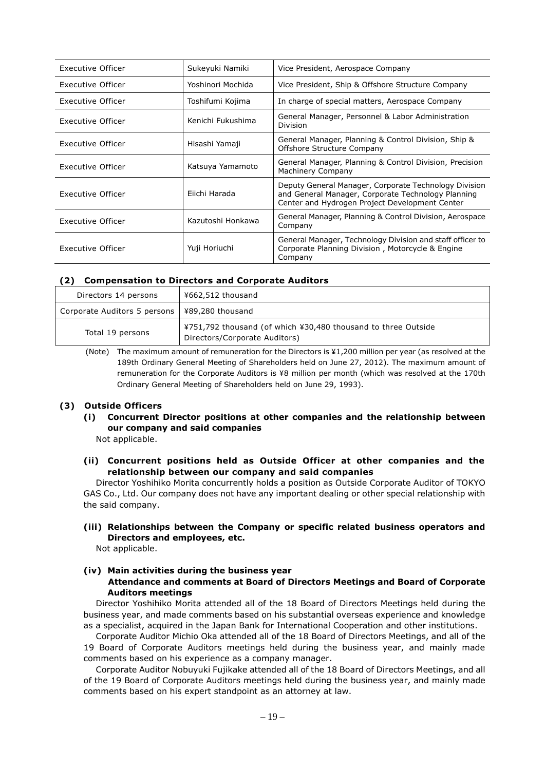| Executive Officer | Sukeyuki Namiki | Vice President, Aerospace Company |
|---|---|---|
| Executive Officer | Yoshinori Mochida | Vice President, Ship & Offshore Structure Company |
| Executive Officer | Toshifumi Kojima | In charge of special matters, Aerospace Company |
| Executive Officer | Kenichi Fukushima | General Manager, Personnel & Labor Administration Division |
| Executive Officer | Hisashi Yamaji | General Manager, Planning & Control Division, Ship & Offshore Structure Company |
| Executive Officer | Katsuya Yamamoto | General Manager, Planning & Control Division, Precision Machinery Company |
| Executive Officer | Eiichi Harada | Deputy General Manager, Corporate Technology Division and General Manager, Corporate Technology Planning Center and Hydrogen Project Development Center |
| Executive Officer | Kazutoshi Honkawa | General Manager, Planning & Control Division, Aerospace Company |
| Executive Officer | Yuji Horiuchi | General Manager, Technology Division and staff officer to Corporate Planning Division , Motorcycle & Engine Company |

### (2) Compensation to Directors and Corporate Auditors

| Directors 14 persons | ¥662,512 thousand |
|---|---|
| Corporate Auditors 5 persons | ¥89,280 thousand |
| Total 19 persons | ¥751,792 thousand (of which ¥30,480 thousand to three Outside Directors/Corporate Auditors) |

(Note) The maximum amount of remuneration for the Directors is ¥1,200 million per year (as resolved at the 189th Ordinary General Meeting of Shareholders held on June 27, 2012). The maximum amount of remuneration for the Corporate Auditors is ¥8 million per month (which was resolved at the 170th Ordinary General Meeting of Shareholders held on June 29, 1993).

### (3) Outside Officers

#### (i) Concurrent Director positions at other companies and the relationship between our company and said companies

Not applicable.

#### (ii) Concurrent positions held as Outside Officer at other companies and the relationship between our company and said companies

Director Yoshihiko Morita concurrently holds a position as Outside Corporate Auditor of TOKYO GAS Co., Ltd. Our company does not have any important dealing or other special relationship with the said company.

#### (iii) Relationships between the Company or specific related business operators and Directors and employees, etc.

Not applicable.

#### (iv) Main activities during the business year

**Attendance and comments at Board of Directors Meetings and Board of Corporate Auditors meetings**

Director Yoshihiko Morita attended all of the 18 Board of Directors Meetings held during the business year, and made comments based on his substantial overseas experience and knowledge as a specialist, acquired in the Japan Bank for International Cooperation and other institutions.

Corporate Auditor Michio Oka attended all of the 18 Board of Directors Meetings, and all of the 19 Board of Corporate Auditors meetings held during the business year, and mainly made comments based on his experience as a company manager.

Corporate Auditor Nobuyuki Fujikake attended all of the 18 Board of Directors Meetings, and all of the 19 Board of Corporate Auditors meetings held during the business year, and mainly made comments based on his expert standpoint as an attorney at law.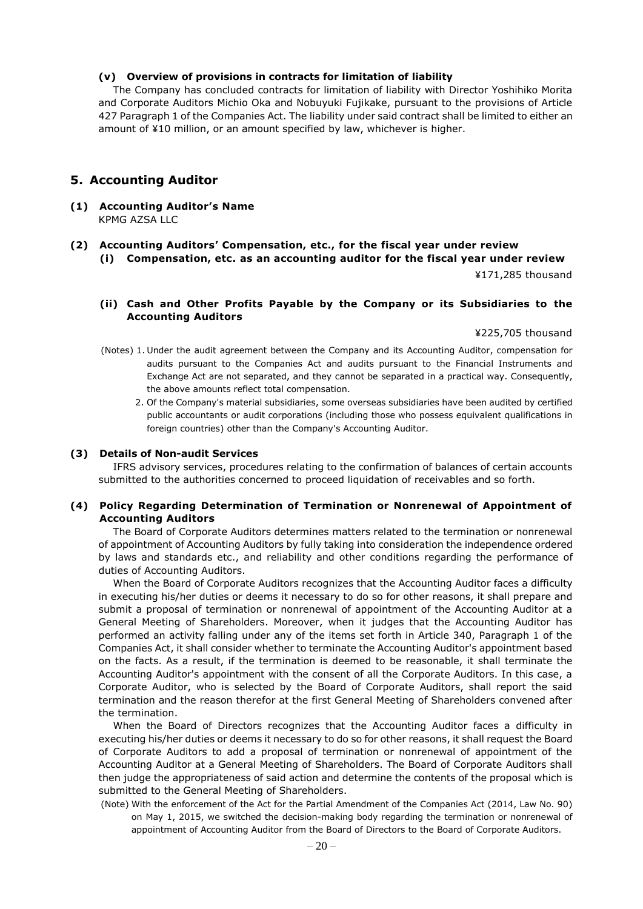#### (v) Overview of provisions in contracts for limitation of liability

The Company has concluded contracts for limitation of liability with Director Yoshihiko Morita and Corporate Auditors Michio Oka and Nobuyuki Fujikake, pursuant to the provisions of Article 427 Paragraph 1 of the Companies Act. The liability under said contract shall be limited to either an amount of ¥10 million, or an amount specified by law, whichever is higher.

## 5. Accounting Auditor

### (1) Accounting Auditor's Name

KPMG AZSA LLC

### (2) Accounting Auditors' Compensation, etc., for the fiscal year under review

#### (i) Compensation, etc. as an accounting auditor for the fiscal year under review

¥171,285 thousand

#### (ii) Cash and Other Profits Payable by the Company or its Subsidiaries to the Accounting Auditors

¥225,705 thousand

(Notes) 1. Under the audit agreement between the Company and its Accounting Auditor, compensation for audits pursuant to the Companies Act and audits pursuant to the Financial Instruments and Exchange Act are not separated, and they cannot be separated in a practical way. Consequently, the above amounts reflect total compensation.

2. Of the Company's material subsidiaries, some overseas subsidiaries have been audited by certified public accountants or audit corporations (including those who possess equivalent qualifications in foreign countries) other than the Company's Accounting Auditor.

### (3) Details of Non-audit Services

IFRS advisory services, procedures relating to the confirmation of balances of certain accounts submitted to the authorities concerned to proceed liquidation of receivables and so forth.

### (4) Policy Regarding Determination of Termination or Nonrenewal of Appointment of Accounting Auditors

The Board of Corporate Auditors determines matters related to the termination or nonrenewal of appointment of Accounting Auditors by fully taking into consideration the independence ordered by laws and standards etc., and reliability and other conditions regarding the performance of duties of Accounting Auditors.

When the Board of Corporate Auditors recognizes that the Accounting Auditor faces a difficulty in executing his/her duties or deems it necessary to do so for other reasons, it shall prepare and submit a proposal of termination or nonrenewal of appointment of the Accounting Auditor at a General Meeting of Shareholders. Moreover, when it judges that the Accounting Auditor has performed an activity falling under any of the items set forth in Article 340, Paragraph 1 of the Companies Act, it shall consider whether to terminate the Accounting Auditor's appointment based on the facts. As a result, if the termination is deemed to be reasonable, it shall terminate the Accounting Auditor's appointment with the consent of all the Corporate Auditors. In this case, a Corporate Auditor, who is selected by the Board of Corporate Auditors, shall report the said termination and the reason therefor at the first General Meeting of Shareholders convened after the termination.

When the Board of Directors recognizes that the Accounting Auditor faces a difficulty in executing his/her duties or deems it necessary to do so for other reasons, it shall request the Board of Corporate Auditors to add a proposal of termination or nonrenewal of appointment of the Accounting Auditor at a General Meeting of Shareholders. The Board of Corporate Auditors shall then judge the appropriateness of said action and determine the contents of the proposal which is submitted to the General Meeting of Shareholders.

(Note) With the enforcement of the Act for the Partial Amendment of the Companies Act (2014, Law No. 90) on May 1, 2015, we switched the decision-making body regarding the termination or nonrenewal of appointment of Accounting Auditor from the Board of Directors to the Board of Corporate Auditors.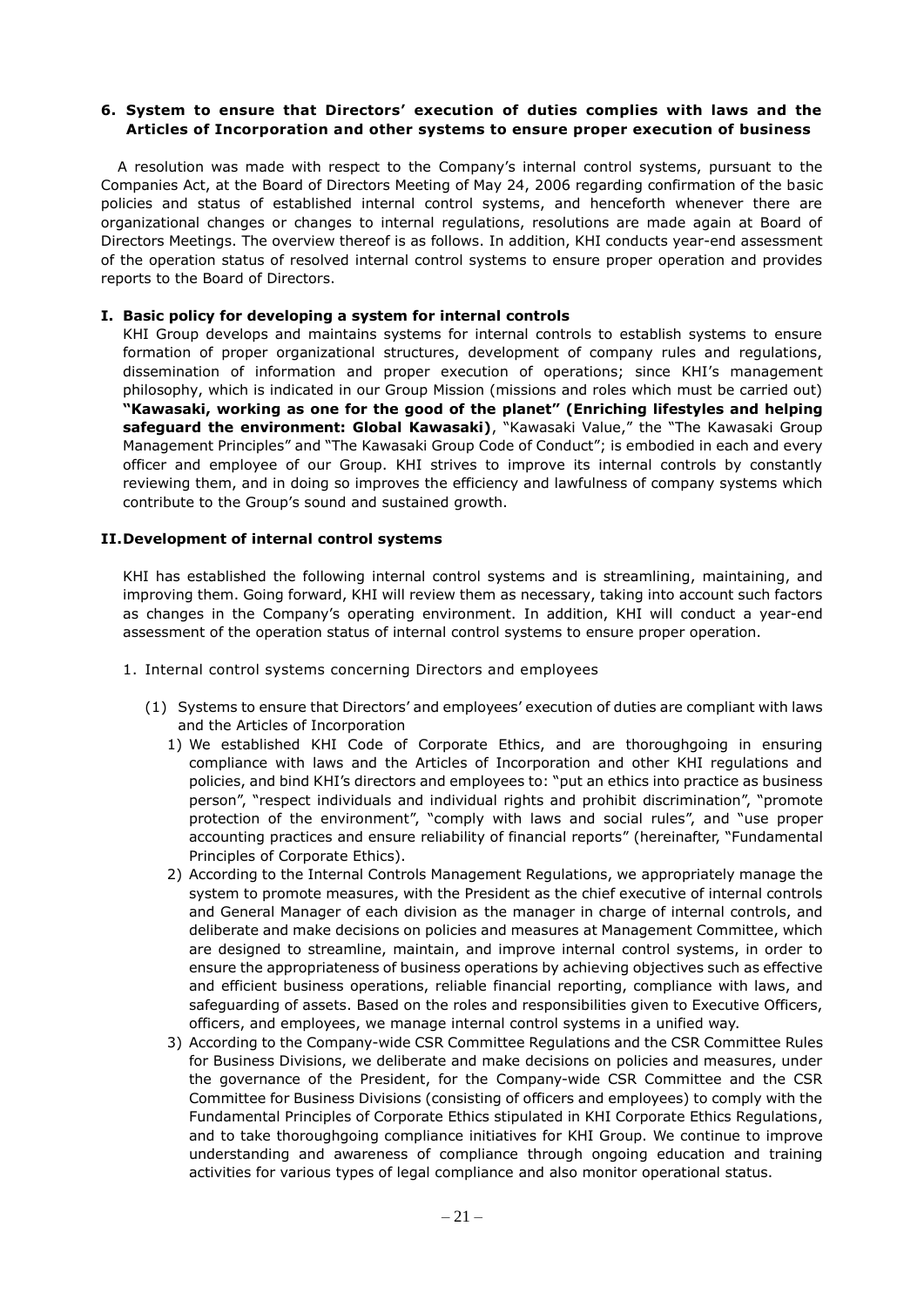## 6. System to ensure that Directors' execution of duties complies with laws and the Articles of Incorporation and other systems to ensure proper execution of business

A resolution was made with respect to the Company's internal control systems, pursuant to the Companies Act, at the Board of Directors Meeting of May 24, 2006 regarding confirmation of the basic policies and status of established internal control systems, and henceforth whenever there are organizational changes or changes to internal regulations, resolutions are made again at Board of Directors Meetings. The overview thereof is as follows. In addition, KHI conducts year-end assessment of the operation status of resolved internal control systems to ensure proper operation and provides reports to the Board of Directors.

### I. Basic policy for developing a system for internal controls

KHI Group develops and maintains systems for internal controls to establish systems to ensure formation of proper organizational structures, development of company rules and regulations, dissemination of information and proper execution of operations; since KHI's management philosophy, which is indicated in our Group Mission (missions and roles which must be carried out) **"Kawasaki, working as one for the good of the planet" (Enriching lifestyles and helping safeguard the environment: Global Kawasaki)**, "Kawasaki Value," the "The Kawasaki Group Management Principles" and "The Kawasaki Group Code of Conduct"; is embodied in each and every officer and employee of our Group. KHI strives to improve its internal controls by constantly reviewing them, and in doing so improves the efficiency and lawfulness of company systems which contribute to the Group's sound and sustained growth.

### II. Development of internal control systems

KHI has established the following internal control systems and is streamlining, maintaining, and improving them. Going forward, KHI will review them as necessary, taking into account such factors as changes in the Company's operating environment. In addition, KHI will conduct a year-end assessment of the operation status of internal control systems to ensure proper operation.

1. Internal control systems concerning Directors and employees

   (1) Systems to ensure that Directors' and employees' execution of duties are compliant with laws and the Articles of Incorporation

   1) We established KHI Code of Corporate Ethics, and are thoroughgoing in ensuring compliance with laws and the Articles of Incorporation and other KHI regulations and policies, and bind KHI's directors and employees to: "put an ethics into practice as business person", "respect individuals and individual rights and prohibit discrimination", "promote protection of the environment", "comply with laws and social rules", and "use proper accounting practices and ensure reliability of financial reports" (hereinafter, "Fundamental Principles of Corporate Ethics).

   2) According to the Internal Controls Management Regulations, we appropriately manage the system to promote measures, with the President as the chief executive of internal controls and General Manager of each division as the manager in charge of internal controls, and deliberate and make decisions on policies and measures at Management Committee, which are designed to streamline, maintain, and improve internal control systems, in order to ensure the appropriateness of business operations by achieving objectives such as effective and efficient business operations, reliable financial reporting, compliance with laws, and safeguarding of assets. Based on the roles and responsibilities given to Executive Officers, officers, and employees, we manage internal control systems in a unified way.

   3) According to the Company-wide CSR Committee Regulations and the CSR Committee Rules for Business Divisions, we deliberate and make decisions on policies and measures, under the governance of the President, for the Company-wide CSR Committee and the CSR Committee for Business Divisions (consisting of officers and employees) to comply with the Fundamental Principles of Corporate Ethics stipulated in KHI Corporate Ethics Regulations, and to take thoroughgoing compliance initiatives for KHI Group. We continue to improve understanding and awareness of compliance through ongoing education and training activities for various types of legal compliance and also monitor operational status.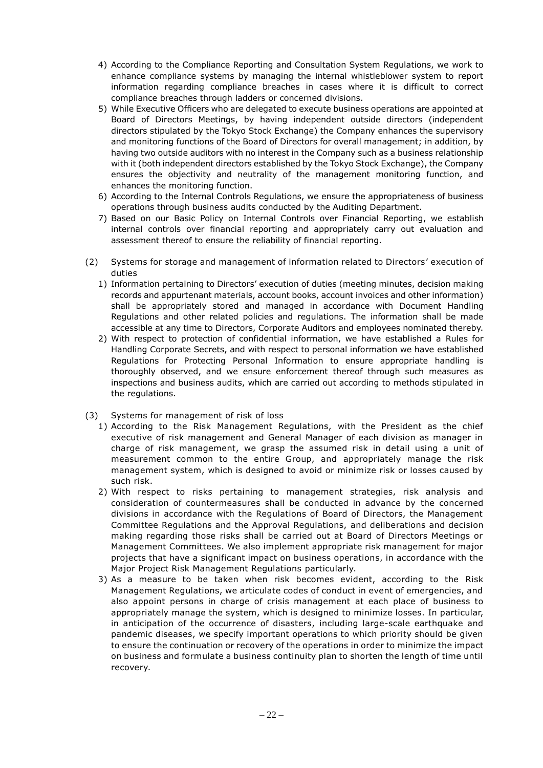4) According to the Compliance Reporting and Consultation System Regulations, we work to enhance compliance systems by managing the internal whistleblower system to report information regarding compliance breaches in cases where it is difficult to correct compliance breaches through ladders or concerned divisions.

5) While Executive Officers who are delegated to execute business operations are appointed at Board of Directors Meetings, by having independent outside directors (independent directors stipulated by the Tokyo Stock Exchange) the Company enhances the supervisory and monitoring functions of the Board of Directors for overall management; in addition, by having two outside auditors with no interest in the Company such as a business relationship with it (both independent directors established by the Tokyo Stock Exchange), the Company ensures the objectivity and neutrality of the management monitoring function, and enhances the monitoring function.

6) According to the Internal Controls Regulations, we ensure the appropriateness of business operations through business audits conducted by the Auditing Department.

7) Based on our Basic Policy on Internal Controls over Financial Reporting, we establish internal controls over financial reporting and appropriately carry out evaluation and assessment thereof to ensure the reliability of financial reporting.

(2) Systems for storage and management of information related to Directors' execution of duties

1) Information pertaining to Directors' execution of duties (meeting minutes, decision making records and appurtenant materials, account books, account invoices and other information) shall be appropriately stored and managed in accordance with Document Handling Regulations and other related policies and regulations. The information shall be made accessible at any time to Directors, Corporate Auditors and employees nominated thereby.

2) With respect to protection of confidential information, we have established a Rules for Handling Corporate Secrets, and with respect to personal information we have established Regulations for Protecting Personal Information to ensure appropriate handling is thoroughly observed, and we ensure enforcement thereof through such measures as inspections and business audits, which are carried out according to methods stipulated in the regulations.

(3) Systems for management of risk of loss

1) According to the Risk Management Regulations, with the President as the chief executive of risk management and General Manager of each division as manager in charge of risk management, we grasp the assumed risk in detail using a unit of measurement common to the entire Group, and appropriately manage the risk management system, which is designed to avoid or minimize risk or losses caused by such risk.

2) With respect to risks pertaining to management strategies, risk analysis and consideration of countermeasures shall be conducted in advance by the concerned divisions in accordance with the Regulations of Board of Directors, the Management Committee Regulations and the Approval Regulations, and deliberations and decision making regarding those risks shall be carried out at Board of Directors Meetings or Management Committees. We also implement appropriate risk management for major projects that have a significant impact on business operations, in accordance with the Major Project Risk Management Regulations particularly.

3) As a measure to be taken when risk becomes evident, according to the Risk Management Regulations, we articulate codes of conduct in event of emergencies, and also appoint persons in charge of crisis management at each place of business to appropriately manage the system, which is designed to minimize losses. In particular, in anticipation of the occurrence of disasters, including large-scale earthquake and pandemic diseases, we specify important operations to which priority should be given to ensure the continuation or recovery of the operations in order to minimize the impact on business and formulate a business continuity plan to shorten the length of time until recovery.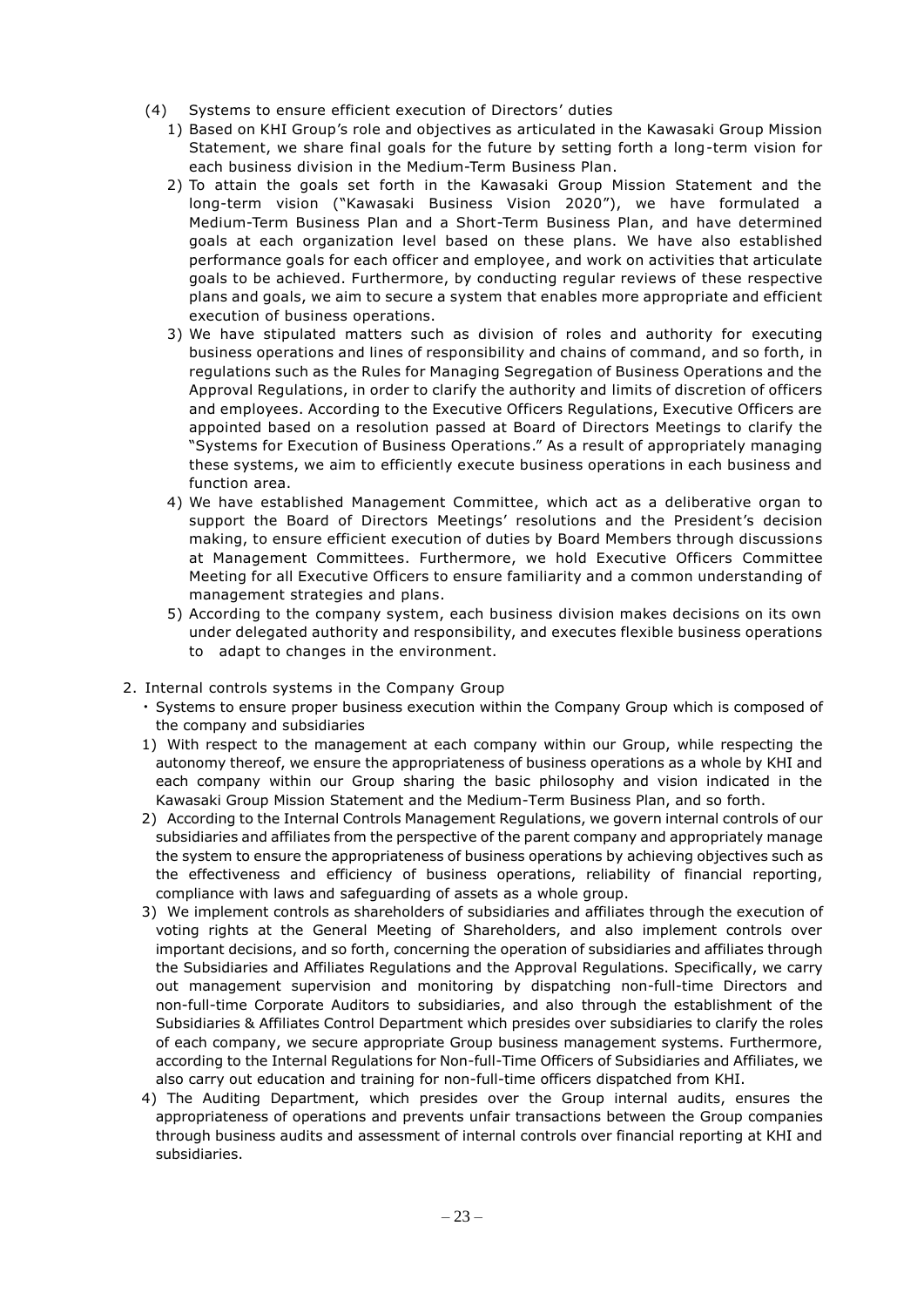(4) Systems to ensure efficient execution of Directors' duties

1) Based on KHI Group's role and objectives as articulated in the Kawasaki Group Mission Statement, we share final goals for the future by setting forth a long-term vision for each business division in the Medium-Term Business Plan.
2) To attain the goals set forth in the Kawasaki Group Mission Statement and the long-term vision ("Kawasaki Business Vision 2020"), we have formulated a Medium-Term Business Plan and a Short-Term Business Plan, and have determined goals at each organization level based on these plans. We have also established performance goals for each officer and employee, and work on activities that articulate goals to be achieved. Furthermore, by conducting regular reviews of these respective plans and goals, we aim to secure a system that enables more appropriate and efficient execution of business operations.
3) We have stipulated matters such as division of roles and authority for executing business operations and lines of responsibility and chains of command, and so forth, in regulations such as the Rules for Managing Segregation of Business Operations and the Approval Regulations, in order to clarify the authority and limits of discretion of officers and employees. According to the Executive Officers Regulations, Executive Officers are appointed based on a resolution passed at Board of Directors Meetings to clarify the "Systems for Execution of Business Operations." As a result of appropriately managing these systems, we aim to efficiently execute business operations in each business and function area.
4) We have established Management Committee, which act as a deliberative organ to support the Board of Directors Meetings' resolutions and the President's decision making, to ensure efficient execution of duties by Board Members through discussions at Management Committees. Furthermore, we hold Executive Officers Committee Meeting for all Executive Officers to ensure familiarity and a common understanding of management strategies and plans.
5) According to the company system, each business division makes decisions on its own under delegated authority and responsibility, and executes flexible business operations to adapt to changes in the environment.

2. Internal controls systems in the Company Group

・Systems to ensure proper business execution within the Company Group which is composed of the company and subsidiaries

1) With respect to the management at each company within our Group, while respecting the autonomy thereof, we ensure the appropriateness of business operations as a whole by KHI and each company within our Group sharing the basic philosophy and vision indicated in the Kawasaki Group Mission Statement and the Medium-Term Business Plan, and so forth.
2) According to the Internal Controls Management Regulations, we govern internal controls of our subsidiaries and affiliates from the perspective of the parent company and appropriately manage the system to ensure the appropriateness of business operations by achieving objectives such as the effectiveness and efficiency of business operations, reliability of financial reporting, compliance with laws and safeguarding of assets as a whole group.
3) We implement controls as shareholders of subsidiaries and affiliates through the execution of voting rights at the General Meeting of Shareholders, and also implement controls over important decisions, and so forth, concerning the operation of subsidiaries and affiliates through the Subsidiaries and Affiliates Regulations and the Approval Regulations. Specifically, we carry out management supervision and monitoring by dispatching non-full-time Directors and non-full-time Corporate Auditors to subsidiaries, and also through the establishment of the Subsidiaries & Affiliates Control Department which presides over subsidiaries to clarify the roles of each company, we secure appropriate Group business management systems. Furthermore, according to the Internal Regulations for Non-full-Time Officers of Subsidiaries and Affiliates, we also carry out education and training for non-full-time officers dispatched from KHI.
4) The Auditing Department, which presides over the Group internal audits, ensures the appropriateness of operations and prevents unfair transactions between the Group companies through business audits and assessment of internal controls over financial reporting at KHI and subsidiaries.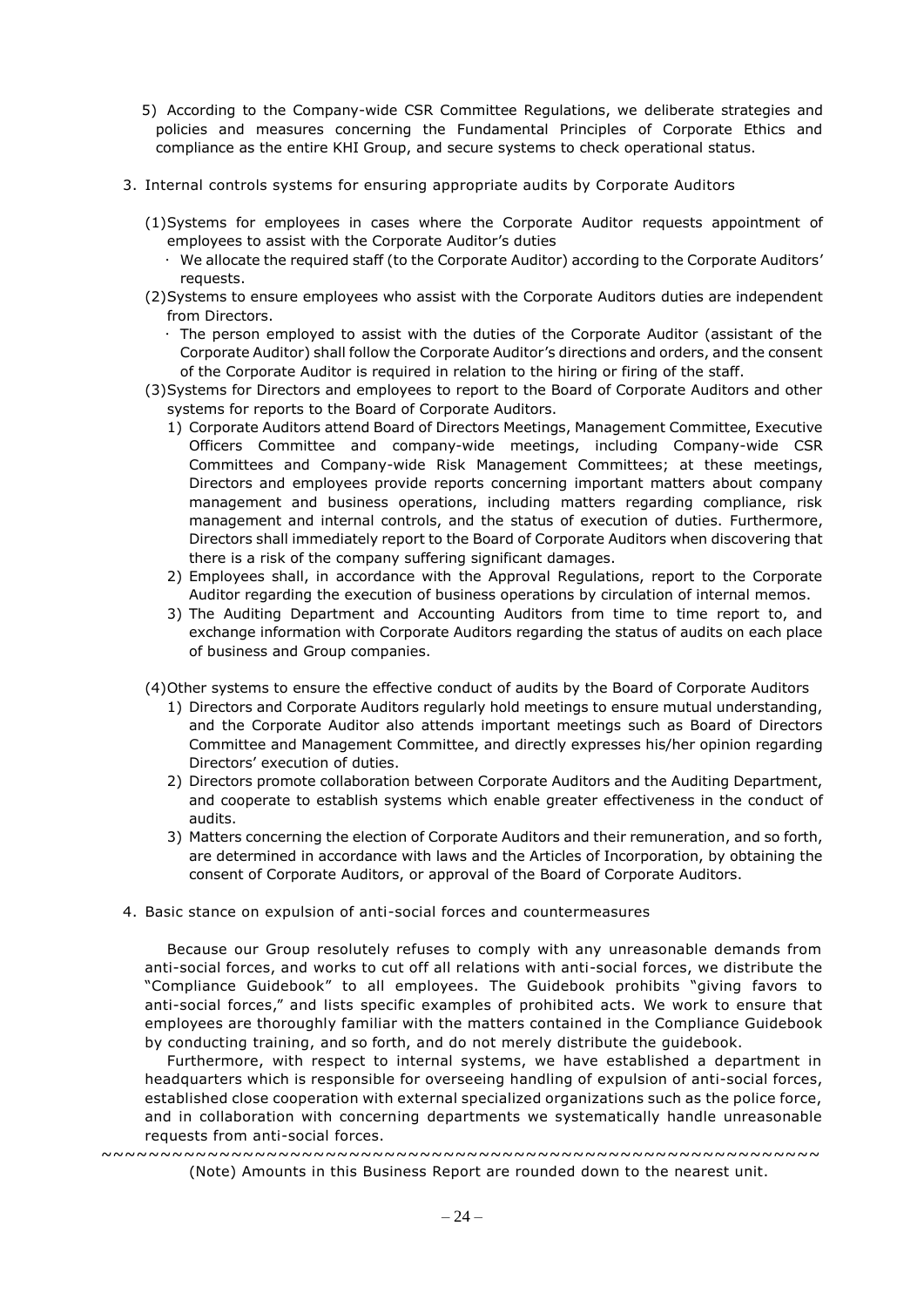5) According to the Company-wide CSR Committee Regulations, we deliberate strategies and policies and measures concerning the Fundamental Principles of Corporate Ethics and compliance as the entire KHI Group, and secure systems to check operational status.

3. Internal controls systems for ensuring appropriate audits by Corporate Auditors

(1) Systems for employees in cases where the Corporate Auditor requests appointment of employees to assist with the Corporate Auditor's duties
- We allocate the required staff (to the Corporate Auditor) according to the Corporate Auditors' requests.

(2) Systems to ensure employees who assist with the Corporate Auditors duties are independent from Directors.
- The person employed to assist with the duties of the Corporate Auditor (assistant of the Corporate Auditor) shall follow the Corporate Auditor's directions and orders, and the consent of the Corporate Auditor is required in relation to the hiring or firing of the staff.

(3) Systems for Directors and employees to report to the Board of Corporate Auditors and other systems for reports to the Board of Corporate Auditors.

1) Corporate Auditors attend Board of Directors Meetings, Management Committee, Executive Officers Committee and company-wide meetings, including Company-wide CSR Committees and Company-wide Risk Management Committees; at these meetings, Directors and employees provide reports concerning important matters about company management and business operations, including matters regarding compliance, risk management and internal controls, and the status of execution of duties. Furthermore, Directors shall immediately report to the Board of Corporate Auditors when discovering that there is a risk of the company suffering significant damages.
2) Employees shall, in accordance with the Approval Regulations, report to the Corporate Auditor regarding the execution of business operations by circulation of internal memos.
3) The Auditing Department and Accounting Auditors from time to time report to, and exchange information with Corporate Auditors regarding the status of audits on each place of business and Group companies.

(4) Other systems to ensure the effective conduct of audits by the Board of Corporate Auditors

1) Directors and Corporate Auditors regularly hold meetings to ensure mutual understanding, and the Corporate Auditor also attends important meetings such as Board of Directors Committee and Management Committee, and directly expresses his/her opinion regarding Directors' execution of duties.
2) Directors promote collaboration between Corporate Auditors and the Auditing Department, and cooperate to establish systems which enable greater effectiveness in the conduct of audits.
3) Matters concerning the election of Corporate Auditors and their remuneration, and so forth, are determined in accordance with laws and the Articles of Incorporation, by obtaining the consent of Corporate Auditors, or approval of the Board of Corporate Auditors.

4. Basic stance on expulsion of anti-social forces and countermeasures

Because our Group resolutely refuses to comply with any unreasonable demands from anti-social forces, and works to cut off all relations with anti-social forces, we distribute the "Compliance Guidebook" to all employees. The Guidebook prohibits "giving favors to anti-social forces," and lists specific examples of prohibited acts. We work to ensure that employees are thoroughly familiar with the matters contained in the Compliance Guidebook by conducting training, and so forth, and do not merely distribute the guidebook.

Furthermore, with respect to internal systems, we have established a department in headquarters which is responsible for overseeing handling of expulsion of anti-social forces, established close cooperation with external specialized organizations such as the police force, and in collaboration with concerning departments we systematically handle unreasonable requests from anti-social forces.

~~~~~~~~~~~~~~~~~~~~~~~~~~~~~~~~~~~~~~~~~~~~~~~~~~~~~~~~~~~~~~~~~~~~

(Note) Amounts in this Business Report are rounded down to the nearest unit.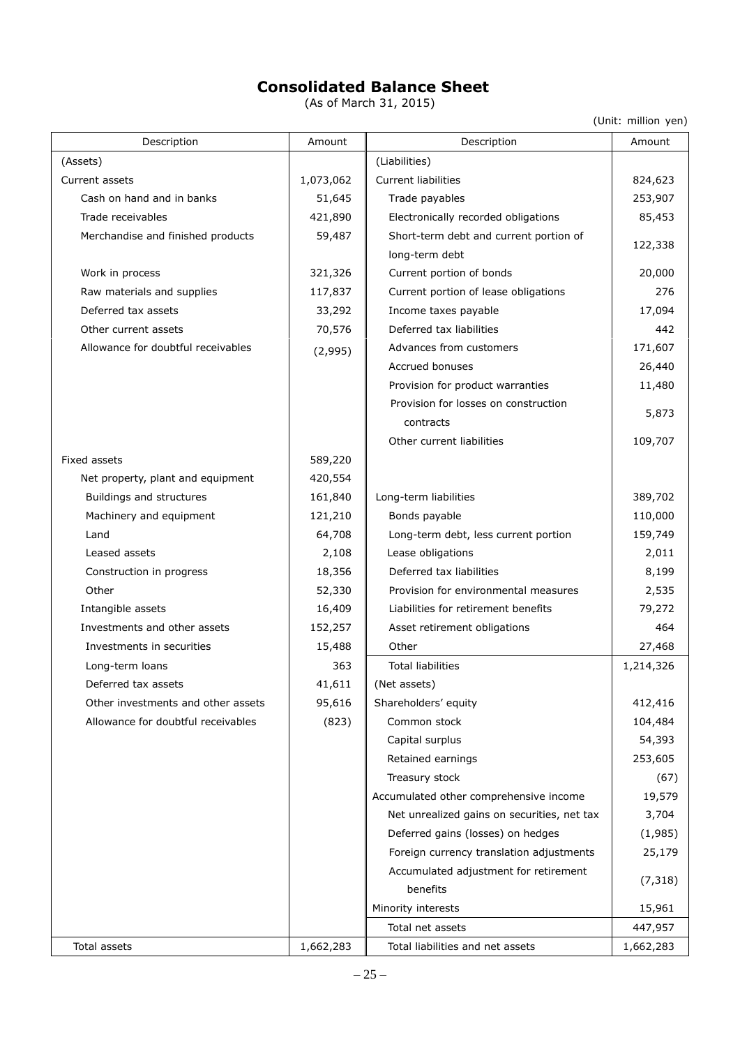# Consolidated Balance Sheet

(As of March 31, 2015)

(Unit: million yen)

| Description | Amount | Description | Amount |
|---|---|---|---|
| (Assets) | | (Liabilities) | |
| Current assets | 1,073,062 | Current liabilities | 824,623 |
| Cash on hand and in banks | 51,645 | Trade payables | 253,907 |
| Trade receivables | 421,890 | Electronically recorded obligations | 85,453 |
| Merchandise and finished products | 59,487 | Short-term debt and current portion of long-term debt | 122,338 |
| Work in process | 321,326 | Current portion of bonds | 20,000 |
| Raw materials and supplies | 117,837 | Current portion of lease obligations | 276 |
| Deferred tax assets | 33,292 | Income taxes payable | 17,094 |
| Other current assets | 70,576 | Deferred tax liabilities | 442 |
| Allowance for doubtful receivables | (2,995) | Advances from customers | 171,607 |
| | | Accrued bonuses | 26,440 |
| | | Provision for product warranties | 11,480 |
| | | Provision for losses on construction contracts | 5,873 |
| | | Other current liabilities | 109,707 |
| Fixed assets | 589,220 | | |
| Net property, plant and equipment | 420,554 | | |
| Buildings and structures | 161,840 | Long-term liabilities | 389,702 |
| Machinery and equipment | 121,210 | Bonds payable | 110,000 |
| Land | 64,708 | Long-term debt, less current portion | 159,749 |
| Leased assets | 2,108 | Lease obligations | 2,011 |
| Construction in progress | 18,356 | Deferred tax liabilities | 8,199 |
| Other | 52,330 | Provision for environmental measures | 2,535 |
| Intangible assets | 16,409 | Liabilities for retirement benefits | 79,272 |
| Investments and other assets | 152,257 | Asset retirement obligations | 464 |
| Investments in securities | 15,488 | Other | 27,468 |
| Long-term loans | 363 | Total liabilities | 1,214,326 |
| Deferred tax assets | 41,611 | (Net assets) | |
| Other investments and other assets | 95,616 | Shareholders' equity | 412,416 |
| Allowance for doubtful receivables | (823) | Common stock | 104,484 |
| | | Capital surplus | 54,393 |
| | | Retained earnings | 253,605 |
| | | Treasury stock | (67) |
| | | Accumulated other comprehensive income | 19,579 |
| | | Net unrealized gains on securities, net tax | 3,704 |
| | | Deferred gains (losses) on hedges | (1,985) |
| | | Foreign currency translation adjustments | 25,179 |
| | | Accumulated adjustment for retirement benefits | (7,318) |
| | | Minority interests | 15,961 |
| | | Total net assets | 447,957 |
| Total assets | 1,662,283 | Total liabilities and net assets | 1,662,283 |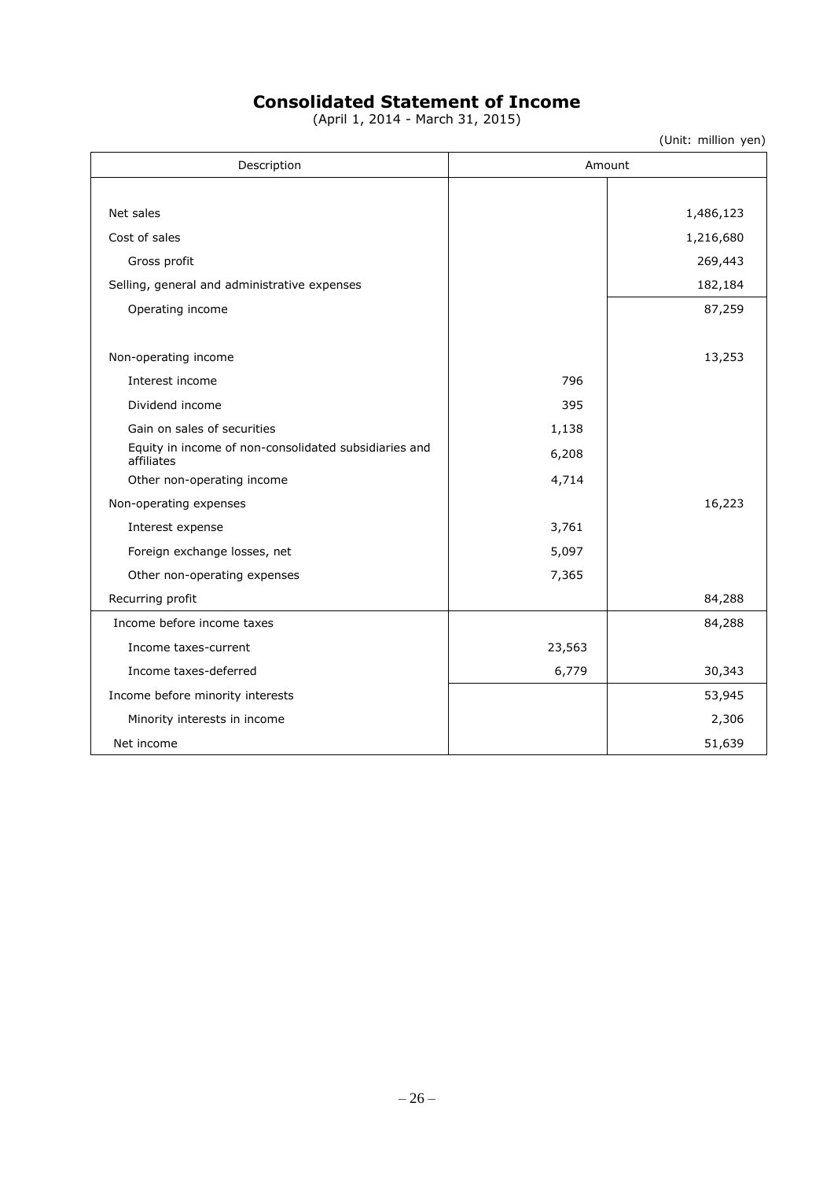# Consolidated Statement of Income

(April 1, 2014 - March 31, 2015)

(Unit: million yen)

| Description | Amount | |
|---|---|---|
| Net sales | | 1,486,123 |
| Cost of sales | | 1,216,680 |
| Gross profit | | 269,443 |
| Selling, general and administrative expenses | | 182,184 |
| Operating income | | 87,259 |
| Non-operating income | | 13,253 |
| Interest income | 796 | |
| Dividend income | 395 | |
| Gain on sales of securities | 1,138 | |
| Equity in income of non-consolidated subsidiaries and affiliates | 6,208 | |
| Other non-operating income | 4,714 | |
| Non-operating expenses | | 16,223 |
| Interest expense | 3,761 | |
| Foreign exchange losses, net | 5,097 | |
| Other non-operating expenses | 7,365 | |
| Recurring profit | | 84,288 |
| Income before income taxes | | 84,288 |
| Income taxes-current | 23,563 | |
| Income taxes-deferred | 6,779 | 30,343 |
| Income before minority interests | | 53,945 |
| Minority interests in income | | 2,306 |
| Net income | | 51,639 |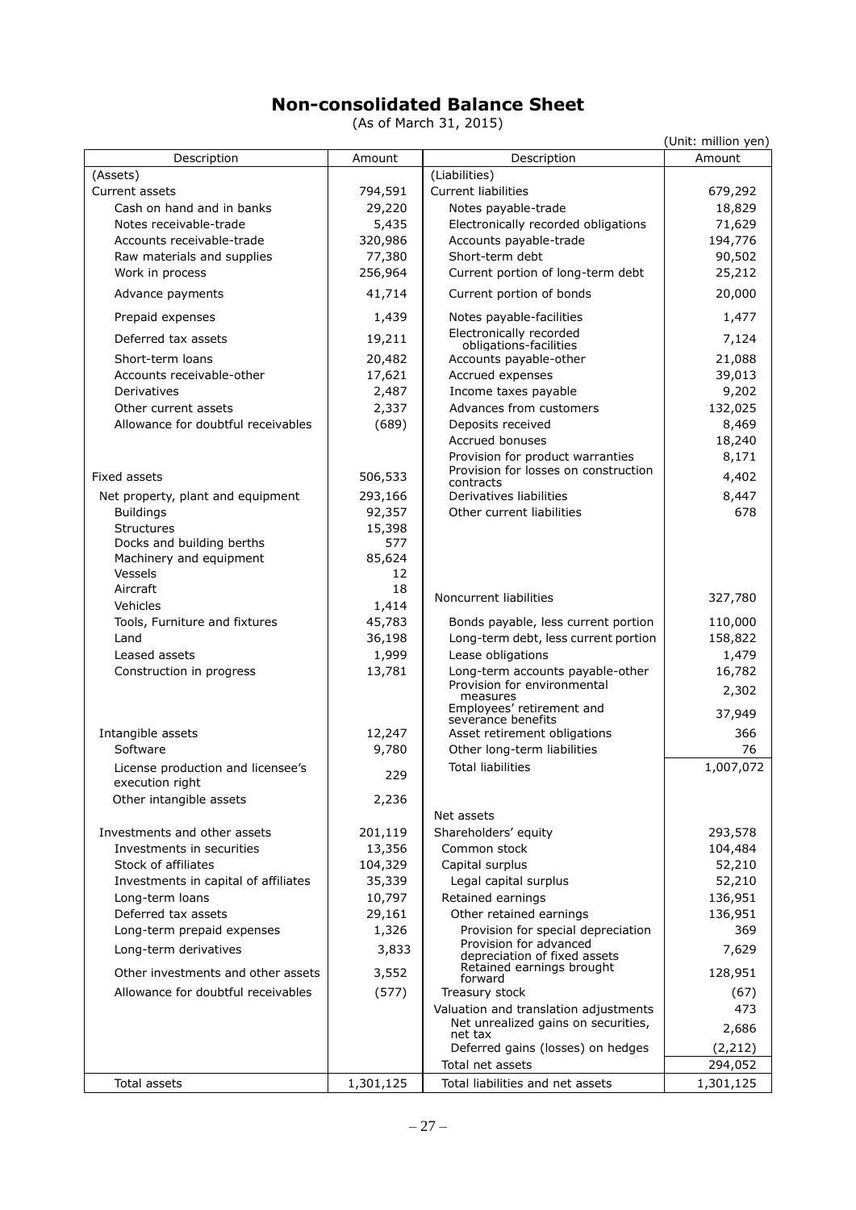# Non-consolidated Balance Sheet

(As of March 31, 2015)

(Unit: million yen)

| Description | Amount | Description | Amount |
|---|---|---|---|
| (Assets) | | (Liabilities) | |
| Current assets | 794,591 | Current liabilities | 679,292 |
| Cash on hand and in banks | 29,220 | Notes payable-trade | 18,829 |
| Notes receivable-trade | 5,435 | Electronically recorded obligations | 71,629 |
| Accounts receivable-trade | 320,986 | Accounts payable-trade | 194,776 |
| Raw materials and supplies | 77,380 | Short-term debt | 90,502 |
| Work in process | 256,964 | Current portion of long-term debt | 25,212 |
| Advance payments | 41,714 | Current portion of bonds | 20,000 |
| Prepaid expenses | 1,439 | Notes payable-facilities | 1,477 |
| Deferred tax assets | 19,211 | Electronically recorded obligations-facilities | 7,124 |
| Short-term loans | 20,482 | Accounts payable-other | 21,088 |
| Accounts receivable-other | 17,621 | Accrued expenses | 39,013 |
| Derivatives | 2,487 | Income taxes payable | 9,202 |
| Other current assets | 2,337 | Advances from customers | 132,025 |
| Allowance for doubtful receivables | (689) | Deposits received | 8,469 |
| | | Accrued bonuses | 18,240 |
| | | Provision for product warranties | 8,171 |
| Fixed assets | 506,533 | Provision for losses on construction contracts | 4,402 |
| Net property, plant and equipment | 293,166 | Derivatives liabilities | 8,447 |
| Buildings | 92,357 | Other current liabilities | 678 |
| Structures | 15,398 | | |
| Docks and building berths | 577 | | |
| Machinery and equipment | 85,624 | | |
| Vessels | 12 | | |
| Aircraft | 18 | Noncurrent liabilities | 327,780 |
| Vehicles | 1,414 | | |
| Tools, Furniture and fixtures | 45,783 | Bonds payable, less current portion | 110,000 |
| Land | 36,198 | Long-term debt, less current portion | 158,822 |
| Leased assets | 1,999 | Lease obligations | 1,479 |
| Construction in progress | 13,781 | Long-term accounts payable-other | 16,782 |
| | | Provision for environmental measures | 2,302 |
| | | Employees' retirement and severance benefits | 37,949 |
| Intangible assets | 12,247 | Asset retirement obligations | 366 |
| Software | 9,780 | Other long-term liabilities | 76 |
| License production and licensee's execution right | 229 | Total liabilities | 1,007,072 |
| Other intangible assets | 2,236 | | |
| | | Net assets | |
| Investments and other assets | 201,119 | Shareholders' equity | 293,578 |
| Investments in securities | 13,356 | Common stock | 104,484 |
| Stock of affiliates | 104,329 | Capital surplus | 52,210 |
| Investments in capital of affiliates | 35,339 | Legal capital surplus | 52,210 |
| Long-term loans | 10,797 | Retained earnings | 136,951 |
| Deferred tax assets | 29,161 | Other retained earnings | 136,951 |
| Long-term prepaid expenses | 1,326 | Provision for special depreciation | 369 |
| Long-term derivatives | 3,833 | Provision for advanced depreciation of fixed assets | 7,629 |
| Other investments and other assets | 3,552 | Retained earnings brought forward | 128,951 |
| Allowance for doubtful receivables | (577) | Treasury stock | (67) |
| | | Valuation and translation adjustments | 473 |
| | | Net unrealized gains on securities, net tax | 2,686 |
| | | Deferred gains (losses) on hedges | (2,212) |
| | | Total net assets | 294,052 |
| Total assets | 1,301,125 | Total liabilities and net assets | 1,301,125 |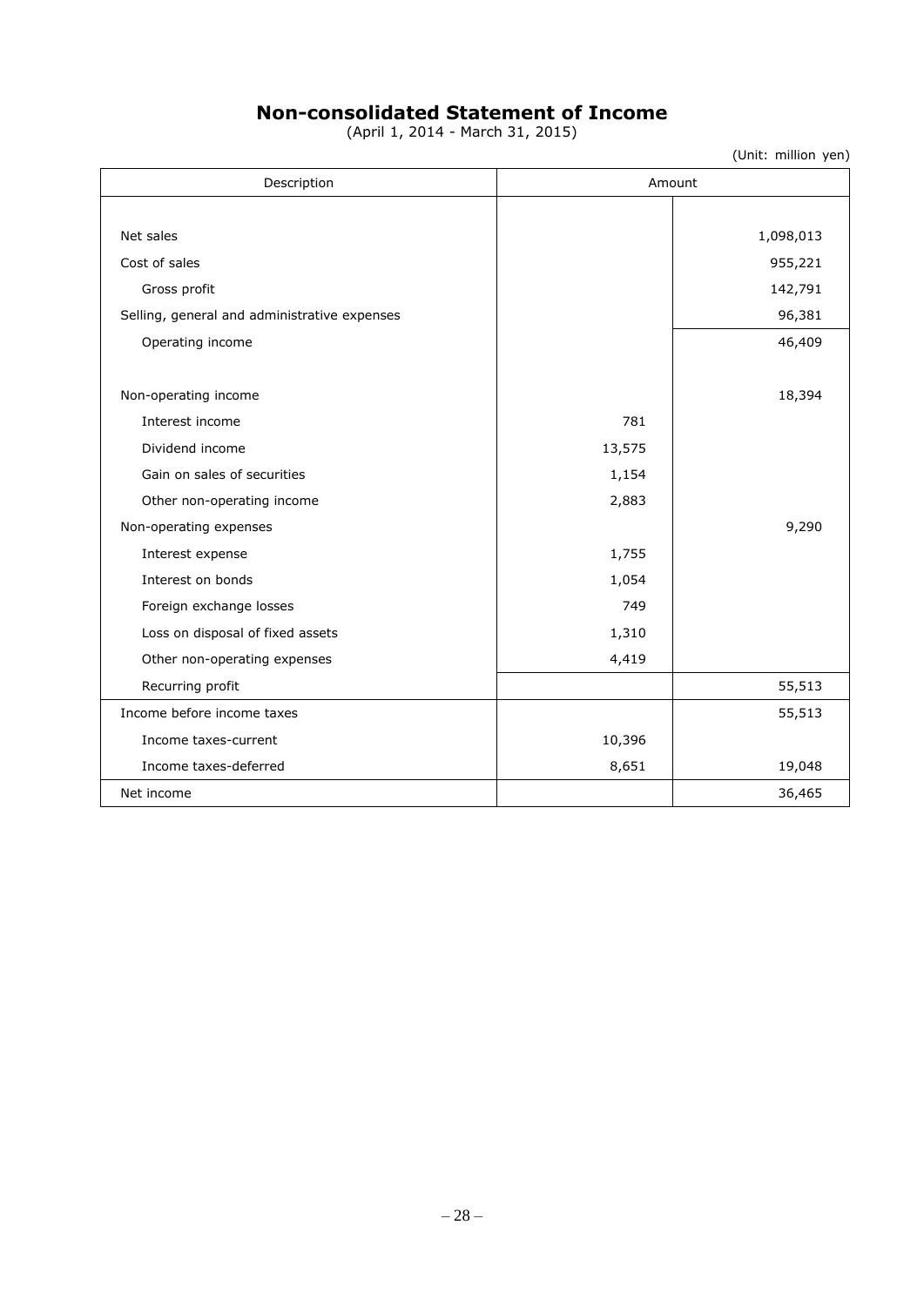# Non-consolidated Statement of Income

(April 1, 2014 - March 31, 2015)

(Unit: million yen)

| Description | Amount | |
|---|---|---|
| Net sales | | 1,098,013 |
| Cost of sales | | 955,221 |
| Gross profit | | 142,791 |
| Selling, general and administrative expenses | | 96,381 |
| Operating income | | 46,409 |
| Non-operating income | | 18,394 |
| Interest income | 781 | |
| Dividend income | 13,575 | |
| Gain on sales of securities | 1,154 | |
| Other non-operating income | 2,883 | |
| Non-operating expenses | | 9,290 |
| Interest expense | 1,755 | |
| Interest on bonds | 1,054 | |
| Foreign exchange losses | 749 | |
| Loss on disposal of fixed assets | 1,310 | |
| Other non-operating expenses | 4,419 | |
| Recurring profit | | 55,513 |
| Income before income taxes | | 55,513 |
| Income taxes-current | 10,396 | |
| Income taxes-deferred | 8,651 | 19,048 |
| Net income | | 36,465 |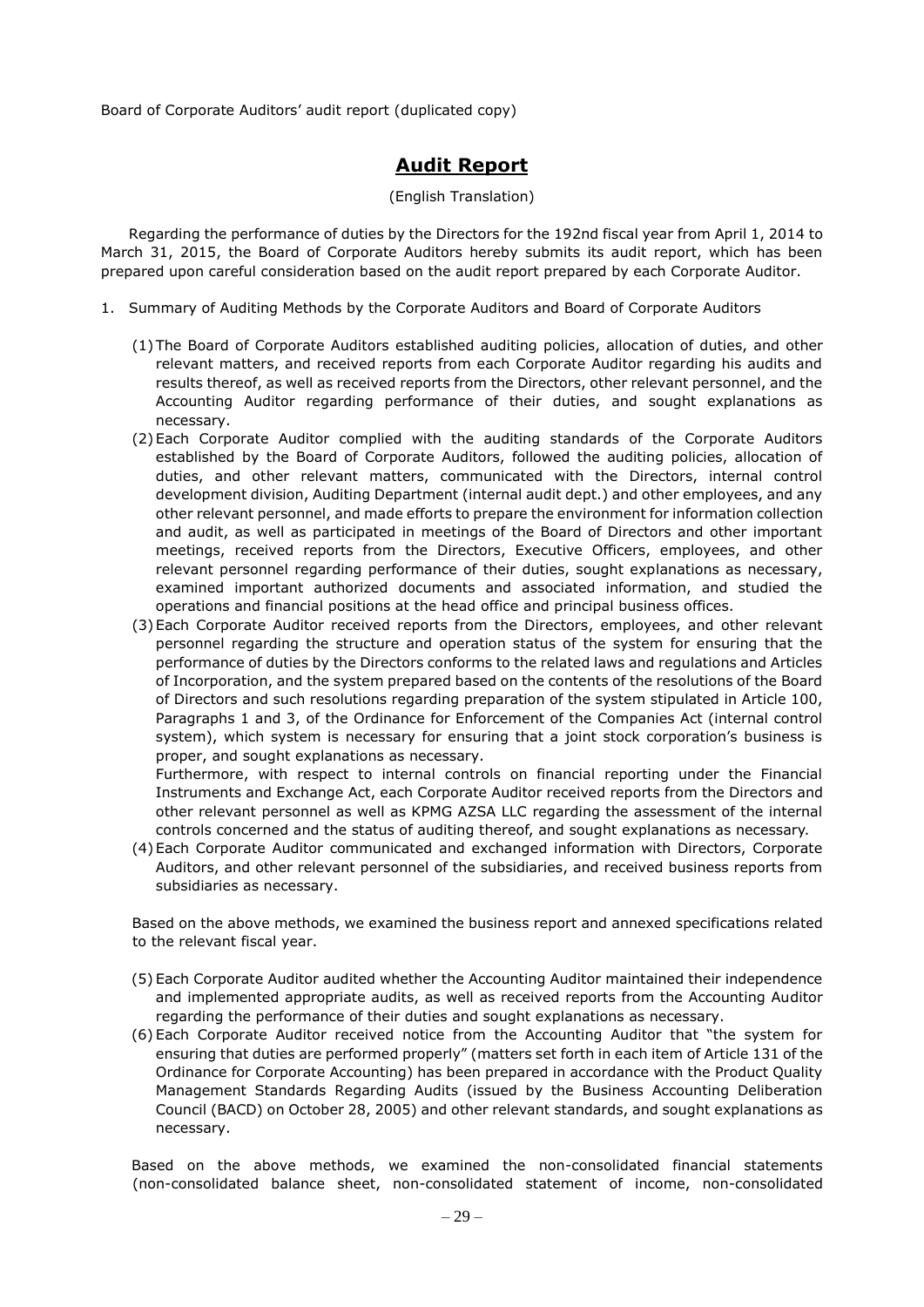Board of Corporate Auditors' audit report (duplicated copy)

# Audit Report

(English Translation)

Regarding the performance of duties by the Directors for the 192nd fiscal year from April 1, 2014 to March 31, 2015, the Board of Corporate Auditors hereby submits its audit report, which has been prepared upon careful consideration based on the audit report prepared by each Corporate Auditor.

1. Summary of Auditing Methods by the Corporate Auditors and Board of Corporate Auditors

   (1) The Board of Corporate Auditors established auditing policies, allocation of duties, and other relevant matters, and received reports from each Corporate Auditor regarding his audits and results thereof, as well as received reports from the Directors, other relevant personnel, and the Accounting Auditor regarding performance of their duties, and sought explanations as necessary.

   (2) Each Corporate Auditor complied with the auditing standards of the Corporate Auditors established by the Board of Corporate Auditors, followed the auditing policies, allocation of duties, and other relevant matters, communicated with the Directors, internal control development division, Auditing Department (internal audit dept.) and other employees, and any other relevant personnel, and made efforts to prepare the environment for information collection and audit, as well as participated in meetings of the Board of Directors and other important meetings, received reports from the Directors, Executive Officers, employees, and other relevant personnel regarding performance of their duties, sought explanations as necessary, examined important authorized documents and associated information, and studied the operations and financial positions at the head office and principal business offices.

   (3) Each Corporate Auditor received reports from the Directors, employees, and other relevant personnel regarding the structure and operation status of the system for ensuring that the performance of duties by the Directors conforms to the related laws and regulations and Articles of Incorporation, and the system prepared based on the contents of the resolutions of the Board of Directors and such resolutions regarding preparation of the system stipulated in Article 100, Paragraphs 1 and 3, of the Ordinance for Enforcement of the Companies Act (internal control system), which system is necessary for ensuring that a joint stock corporation's business is proper, and sought explanations as necessary.
   Furthermore, with respect to internal controls on financial reporting under the Financial Instruments and Exchange Act, each Corporate Auditor received reports from the Directors and other relevant personnel as well as KPMG AZSA LLC regarding the assessment of the internal controls concerned and the status of auditing thereof, and sought explanations as necessary.

   (4) Each Corporate Auditor communicated and exchanged information with Directors, Corporate Auditors, and other relevant personnel of the subsidiaries, and received business reports from subsidiaries as necessary.

   Based on the above methods, we examined the business report and annexed specifications related to the relevant fiscal year.

   (5) Each Corporate Auditor audited whether the Accounting Auditor maintained their independence and implemented appropriate audits, as well as received reports from the Accounting Auditor regarding the performance of their duties and sought explanations as necessary.

   (6) Each Corporate Auditor received notice from the Accounting Auditor that "the system for ensuring that duties are performed properly" (matters set forth in each item of Article 131 of the Ordinance for Corporate Accounting) has been prepared in accordance with the Product Quality Management Standards Regarding Audits (issued by the Business Accounting Deliberation Council (BACD) on October 28, 2005) and other relevant standards, and sought explanations as necessary.

   Based on the above methods, we examined the non-consolidated financial statements (non-consolidated balance sheet, non-consolidated statement of income, non-consolidated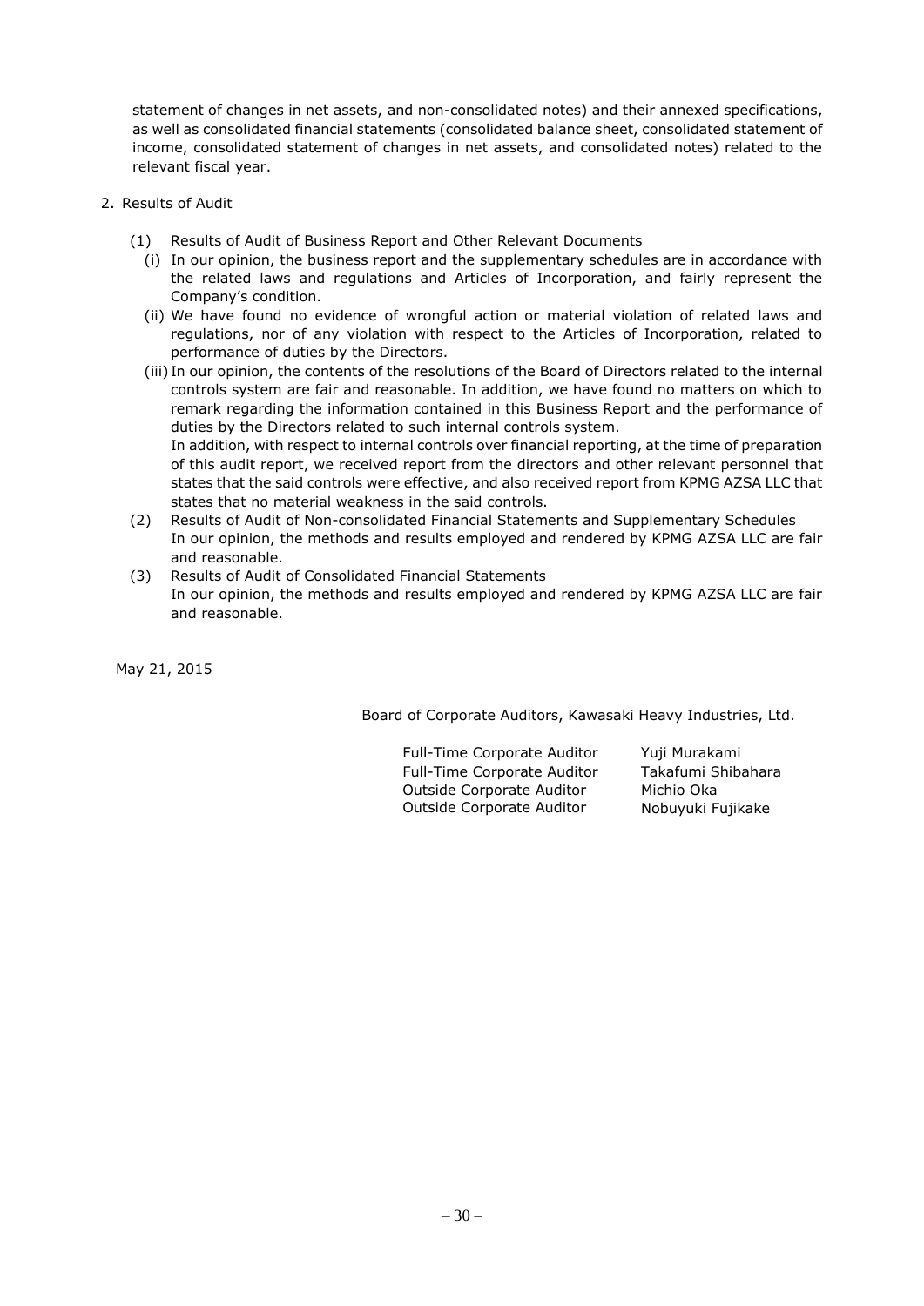statement of changes in net assets, and non-consolidated notes) and their annexed specifications, as well as consolidated financial statements (consolidated balance sheet, consolidated statement of income, consolidated statement of changes in net assets, and consolidated notes) related to the relevant fiscal year.

2. Results of Audit

(1) Results of Audit of Business Report and Other Relevant Documents

(i) In our opinion, the business report and the supplementary schedules are in accordance with the related laws and regulations and Articles of Incorporation, and fairly represent the Company's condition.

(ii) We have found no evidence of wrongful action or material violation of related laws and regulations, nor of any violation with respect to the Articles of Incorporation, related to performance of duties by the Directors.

(iii) In our opinion, the contents of the resolutions of the Board of Directors related to the internal controls system are fair and reasonable. In addition, we have found no matters on which to remark regarding the information contained in this Business Report and the performance of duties by the Directors related to such internal controls system.

In addition, with respect to internal controls over financial reporting, at the time of preparation of this audit report, we received report from the directors and other relevant personnel that states that the said controls were effective, and also received report from KPMG AZSA LLC that states that no material weakness in the said controls.

(2) Results of Audit of Non-consolidated Financial Statements and Supplementary Schedules

In our opinion, the methods and results employed and rendered by KPMG AZSA LLC are fair and reasonable.

(3) Results of Audit of Consolidated Financial Statements

In our opinion, the methods and results employed and rendered by KPMG AZSA LLC are fair and reasonable.

May 21, 2015

Board of Corporate Auditors, Kawasaki Heavy Industries, Ltd.

| | |
|---|---|
| Full-Time Corporate Auditor | Yuji Murakami |
| Full-Time Corporate Auditor | Takafumi Shibahara |
| Outside Corporate Auditor | Michio Oka |
| Outside Corporate Auditor | Nobuyuki Fujikake |